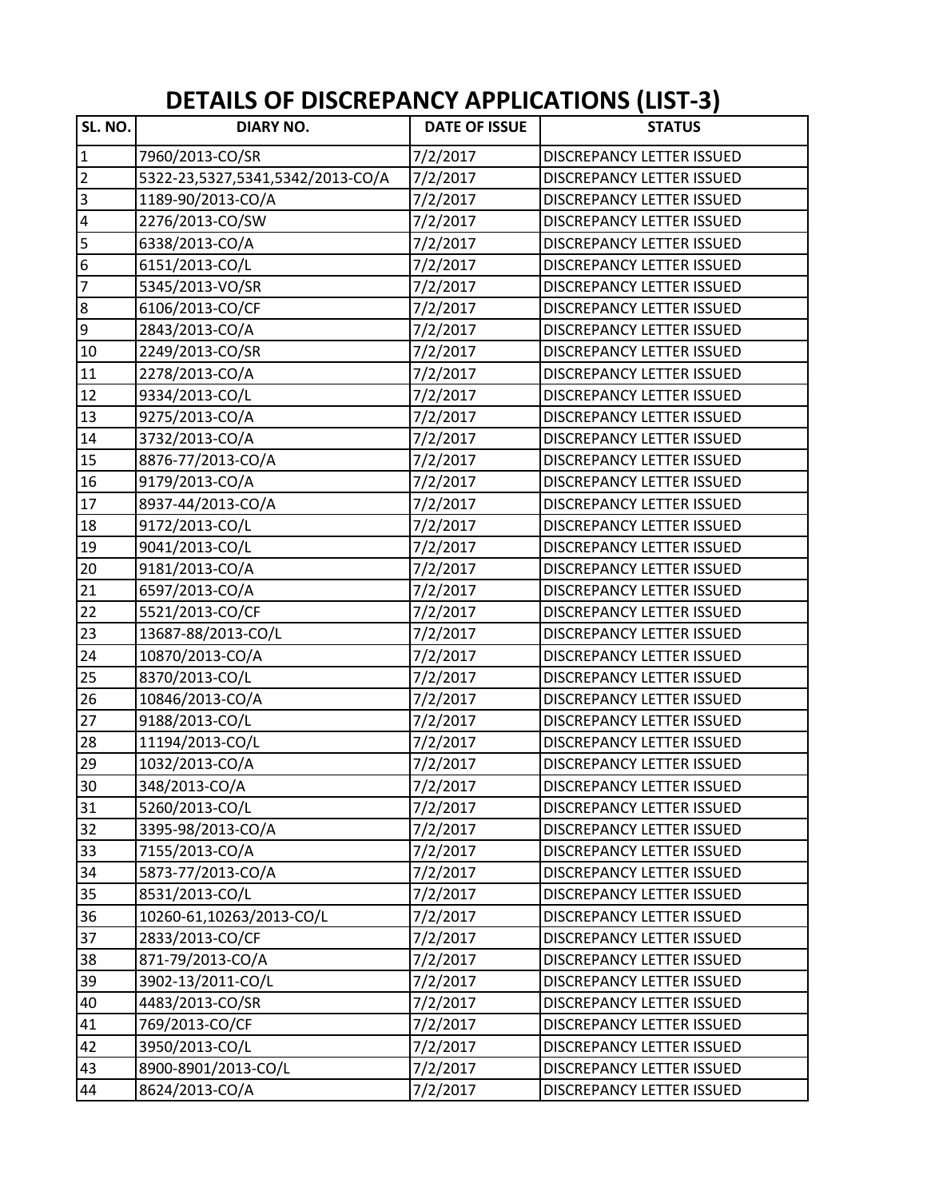# DETAILS OF DISCREPANCY APPLICATIONS (LIST-3)

| SL. NO. | DIARY NO. | DATE OF ISSUE | STATUS |
|---|---|---|---|
| 1 | 7960/2013-CO/SR | 7/2/2017 | DISCREPANCY LETTER ISSUED |
| 2 | 5322-23,5327,5341,5342/2013-CO/A | 7/2/2017 | DISCREPANCY LETTER ISSUED |
| 3 | 1189-90/2013-CO/A | 7/2/2017 | DISCREPANCY LETTER ISSUED |
| 4 | 2276/2013-CO/SW | 7/2/2017 | DISCREPANCY LETTER ISSUED |
| 5 | 6338/2013-CO/A | 7/2/2017 | DISCREPANCY LETTER ISSUED |
| 6 | 6151/2013-CO/L | 7/2/2017 | DISCREPANCY LETTER ISSUED |
| 7 | 5345/2013-VO/SR | 7/2/2017 | DISCREPANCY LETTER ISSUED |
| 8 | 6106/2013-CO/CF | 7/2/2017 | DISCREPANCY LETTER ISSUED |
| 9 | 2843/2013-CO/A | 7/2/2017 | DISCREPANCY LETTER ISSUED |
| 10 | 2249/2013-CO/SR | 7/2/2017 | DISCREPANCY LETTER ISSUED |
| 11 | 2278/2013-CO/A | 7/2/2017 | DISCREPANCY LETTER ISSUED |
| 12 | 9334/2013-CO/L | 7/2/2017 | DISCREPANCY LETTER ISSUED |
| 13 | 9275/2013-CO/A | 7/2/2017 | DISCREPANCY LETTER ISSUED |
| 14 | 3732/2013-CO/A | 7/2/2017 | DISCREPANCY LETTER ISSUED |
| 15 | 8876-77/2013-CO/A | 7/2/2017 | DISCREPANCY LETTER ISSUED |
| 16 | 9179/2013-CO/A | 7/2/2017 | DISCREPANCY LETTER ISSUED |
| 17 | 8937-44/2013-CO/A | 7/2/2017 | DISCREPANCY LETTER ISSUED |
| 18 | 9172/2013-CO/L | 7/2/2017 | DISCREPANCY LETTER ISSUED |
| 19 | 9041/2013-CO/L | 7/2/2017 | DISCREPANCY LETTER ISSUED |
| 20 | 9181/2013-CO/A | 7/2/2017 | DISCREPANCY LETTER ISSUED |
| 21 | 6597/2013-CO/A | 7/2/2017 | DISCREPANCY LETTER ISSUED |
| 22 | 5521/2013-CO/CF | 7/2/2017 | DISCREPANCY LETTER ISSUED |
| 23 | 13687-88/2013-CO/L | 7/2/2017 | DISCREPANCY LETTER ISSUED |
| 24 | 10870/2013-CO/A | 7/2/2017 | DISCREPANCY LETTER ISSUED |
| 25 | 8370/2013-CO/L | 7/2/2017 | DISCREPANCY LETTER ISSUED |
| 26 | 10846/2013-CO/A | 7/2/2017 | DISCREPANCY LETTER ISSUED |
| 27 | 9188/2013-CO/L | 7/2/2017 | DISCREPANCY LETTER ISSUED |
| 28 | 11194/2013-CO/L | 7/2/2017 | DISCREPANCY LETTER ISSUED |
| 29 | 1032/2013-CO/A | 7/2/2017 | DISCREPANCY LETTER ISSUED |
| 30 | 348/2013-CO/A | 7/2/2017 | DISCREPANCY LETTER ISSUED |
| 31 | 5260/2013-CO/L | 7/2/2017 | DISCREPANCY LETTER ISSUED |
| 32 | 3395-98/2013-CO/A | 7/2/2017 | DISCREPANCY LETTER ISSUED |
| 33 | 7155/2013-CO/A | 7/2/2017 | DISCREPANCY LETTER ISSUED |
| 34 | 5873-77/2013-CO/A | 7/2/2017 | DISCREPANCY LETTER ISSUED |
| 35 | 8531/2013-CO/L | 7/2/2017 | DISCREPANCY LETTER ISSUED |
| 36 | 10260-61,10263/2013-CO/L | 7/2/2017 | DISCREPANCY LETTER ISSUED |
| 37 | 2833/2013-CO/CF | 7/2/2017 | DISCREPANCY LETTER ISSUED |
| 38 | 871-79/2013-CO/A | 7/2/2017 | DISCREPANCY LETTER ISSUED |
| 39 | 3902-13/2011-CO/L | 7/2/2017 | DISCREPANCY LETTER ISSUED |
| 40 | 4483/2013-CO/SR | 7/2/2017 | DISCREPANCY LETTER ISSUED |
| 41 | 769/2013-CO/CF | 7/2/2017 | DISCREPANCY LETTER ISSUED |
| 42 | 3950/2013-CO/L | 7/2/2017 | DISCREPANCY LETTER ISSUED |
| 43 | 8900-8901/2013-CO/L | 7/2/2017 | DISCREPANCY LETTER ISSUED |
| 44 | 8624/2013-CO/A | 7/2/2017 | DISCREPANCY LETTER ISSUED |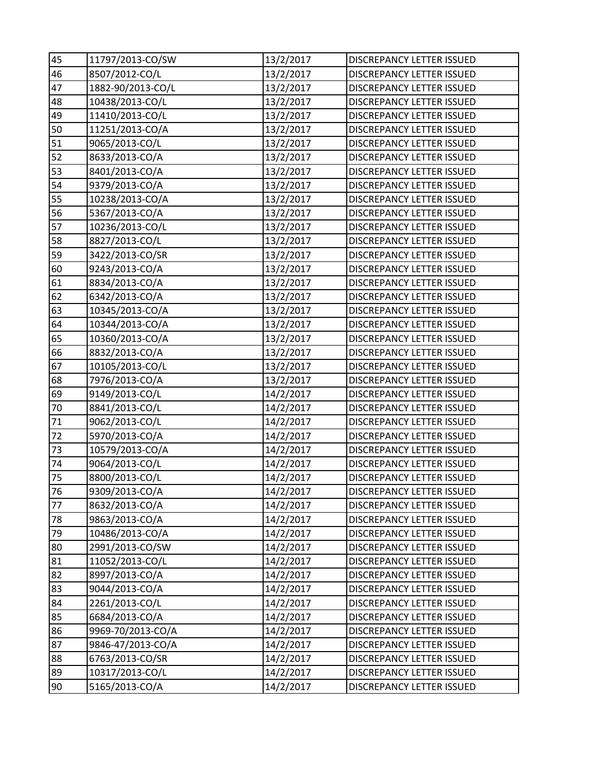| 45 | 11797/2013-CO/SW | 13/2/2017 | DISCREPANCY LETTER ISSUED |
|---|---|---|---|
| 46 | 8507/2012-CO/L | 13/2/2017 | DISCREPANCY LETTER ISSUED |
| 47 | 1882-90/2013-CO/L | 13/2/2017 | DISCREPANCY LETTER ISSUED |
| 48 | 10438/2013-CO/L | 13/2/2017 | DISCREPANCY LETTER ISSUED |
| 49 | 11410/2013-CO/L | 13/2/2017 | DISCREPANCY LETTER ISSUED |
| 50 | 11251/2013-CO/A | 13/2/2017 | DISCREPANCY LETTER ISSUED |
| 51 | 9065/2013-CO/L | 13/2/2017 | DISCREPANCY LETTER ISSUED |
| 52 | 8633/2013-CO/A | 13/2/2017 | DISCREPANCY LETTER ISSUED |
| 53 | 8401/2013-CO/A | 13/2/2017 | DISCREPANCY LETTER ISSUED |
| 54 | 9379/2013-CO/A | 13/2/2017 | DISCREPANCY LETTER ISSUED |
| 55 | 10238/2013-CO/A | 13/2/2017 | DISCREPANCY LETTER ISSUED |
| 56 | 5367/2013-CO/A | 13/2/2017 | DISCREPANCY LETTER ISSUED |
| 57 | 10236/2013-CO/L | 13/2/2017 | DISCREPANCY LETTER ISSUED |
| 58 | 8827/2013-CO/L | 13/2/2017 | DISCREPANCY LETTER ISSUED |
| 59 | 3422/2013-CO/SR | 13/2/2017 | DISCREPANCY LETTER ISSUED |
| 60 | 9243/2013-CO/A | 13/2/2017 | DISCREPANCY LETTER ISSUED |
| 61 | 8834/2013-CO/A | 13/2/2017 | DISCREPANCY LETTER ISSUED |
| 62 | 6342/2013-CO/A | 13/2/2017 | DISCREPANCY LETTER ISSUED |
| 63 | 10345/2013-CO/A | 13/2/2017 | DISCREPANCY LETTER ISSUED |
| 64 | 10344/2013-CO/A | 13/2/2017 | DISCREPANCY LETTER ISSUED |
| 65 | 10360/2013-CO/A | 13/2/2017 | DISCREPANCY LETTER ISSUED |
| 66 | 8832/2013-CO/A | 13/2/2017 | DISCREPANCY LETTER ISSUED |
| 67 | 10105/2013-CO/L | 13/2/2017 | DISCREPANCY LETTER ISSUED |
| 68 | 7976/2013-CO/A | 13/2/2017 | DISCREPANCY LETTER ISSUED |
| 69 | 9149/2013-CO/L | 14/2/2017 | DISCREPANCY LETTER ISSUED |
| 70 | 8841/2013-CO/L | 14/2/2017 | DISCREPANCY LETTER ISSUED |
| 71 | 9062/2013-CO/L | 14/2/2017 | DISCREPANCY LETTER ISSUED |
| 72 | 5970/2013-CO/A | 14/2/2017 | DISCREPANCY LETTER ISSUED |
| 73 | 10579/2013-CO/A | 14/2/2017 | DISCREPANCY LETTER ISSUED |
| 74 | 9064/2013-CO/L | 14/2/2017 | DISCREPANCY LETTER ISSUED |
| 75 | 8800/2013-CO/L | 14/2/2017 | DISCREPANCY LETTER ISSUED |
| 76 | 9309/2013-CO/A | 14/2/2017 | DISCREPANCY LETTER ISSUED |
| 77 | 8632/2013-CO/A | 14/2/2017 | DISCREPANCY LETTER ISSUED |
| 78 | 9863/2013-CO/A | 14/2/2017 | DISCREPANCY LETTER ISSUED |
| 79 | 10486/2013-CO/A | 14/2/2017 | DISCREPANCY LETTER ISSUED |
| 80 | 2991/2013-CO/SW | 14/2/2017 | DISCREPANCY LETTER ISSUED |
| 81 | 11052/2013-CO/L | 14/2/2017 | DISCREPANCY LETTER ISSUED |
| 82 | 8997/2013-CO/A | 14/2/2017 | DISCREPANCY LETTER ISSUED |
| 83 | 9044/2013-CO/A | 14/2/2017 | DISCREPANCY LETTER ISSUED |
| 84 | 2261/2013-CO/L | 14/2/2017 | DISCREPANCY LETTER ISSUED |
| 85 | 6684/2013-CO/A | 14/2/2017 | DISCREPANCY LETTER ISSUED |
| 86 | 9969-70/2013-CO/A | 14/2/2017 | DISCREPANCY LETTER ISSUED |
| 87 | 9846-47/2013-CO/A | 14/2/2017 | DISCREPANCY LETTER ISSUED |
| 88 | 6763/2013-CO/SR | 14/2/2017 | DISCREPANCY LETTER ISSUED |
| 89 | 10317/2013-CO/L | 14/2/2017 | DISCREPANCY LETTER ISSUED |
| 90 | 5165/2013-CO/A | 14/2/2017 | DISCREPANCY LETTER ISSUED |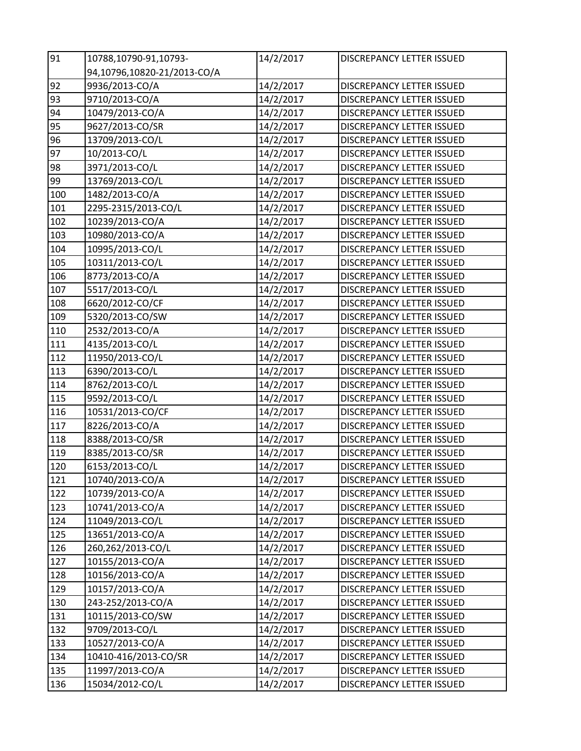| 91 | 10788,10790-91,10793-94,10796,10820-21/2013-CO/A | 14/2/2017 | DISCREPANCY LETTER ISSUED |
|---|---|---|---|
| 92 | 9936/2013-CO/A | 14/2/2017 | DISCREPANCY LETTER ISSUED |
| 93 | 9710/2013-CO/A | 14/2/2017 | DISCREPANCY LETTER ISSUED |
| 94 | 10479/2013-CO/A | 14/2/2017 | DISCREPANCY LETTER ISSUED |
| 95 | 9627/2013-CO/SR | 14/2/2017 | DISCREPANCY LETTER ISSUED |
| 96 | 13709/2013-CO/L | 14/2/2017 | DISCREPANCY LETTER ISSUED |
| 97 | 10/2013-CO/L | 14/2/2017 | DISCREPANCY LETTER ISSUED |
| 98 | 3971/2013-CO/L | 14/2/2017 | DISCREPANCY LETTER ISSUED |
| 99 | 13769/2013-CO/L | 14/2/2017 | DISCREPANCY LETTER ISSUED |
| 100 | 1482/2013-CO/A | 14/2/2017 | DISCREPANCY LETTER ISSUED |
| 101 | 2295-2315/2013-CO/L | 14/2/2017 | DISCREPANCY LETTER ISSUED |
| 102 | 10239/2013-CO/A | 14/2/2017 | DISCREPANCY LETTER ISSUED |
| 103 | 10980/2013-CO/A | 14/2/2017 | DISCREPANCY LETTER ISSUED |
| 104 | 10995/2013-CO/L | 14/2/2017 | DISCREPANCY LETTER ISSUED |
| 105 | 10311/2013-CO/L | 14/2/2017 | DISCREPANCY LETTER ISSUED |
| 106 | 8773/2013-CO/A | 14/2/2017 | DISCREPANCY LETTER ISSUED |
| 107 | 5517/2013-CO/L | 14/2/2017 | DISCREPANCY LETTER ISSUED |
| 108 | 6620/2012-CO/CF | 14/2/2017 | DISCREPANCY LETTER ISSUED |
| 109 | 5320/2013-CO/SW | 14/2/2017 | DISCREPANCY LETTER ISSUED |
| 110 | 2532/2013-CO/A | 14/2/2017 | DISCREPANCY LETTER ISSUED |
| 111 | 4135/2013-CO/L | 14/2/2017 | DISCREPANCY LETTER ISSUED |
| 112 | 11950/2013-CO/L | 14/2/2017 | DISCREPANCY LETTER ISSUED |
| 113 | 6390/2013-CO/L | 14/2/2017 | DISCREPANCY LETTER ISSUED |
| 114 | 8762/2013-CO/L | 14/2/2017 | DISCREPANCY LETTER ISSUED |
| 115 | 9592/2013-CO/L | 14/2/2017 | DISCREPANCY LETTER ISSUED |
| 116 | 10531/2013-CO/CF | 14/2/2017 | DISCREPANCY LETTER ISSUED |
| 117 | 8226/2013-CO/A | 14/2/2017 | DISCREPANCY LETTER ISSUED |
| 118 | 8388/2013-CO/SR | 14/2/2017 | DISCREPANCY LETTER ISSUED |
| 119 | 8385/2013-CO/SR | 14/2/2017 | DISCREPANCY LETTER ISSUED |
| 120 | 6153/2013-CO/L | 14/2/2017 | DISCREPANCY LETTER ISSUED |
| 121 | 10740/2013-CO/A | 14/2/2017 | DISCREPANCY LETTER ISSUED |
| 122 | 10739/2013-CO/A | 14/2/2017 | DISCREPANCY LETTER ISSUED |
| 123 | 10741/2013-CO/A | 14/2/2017 | DISCREPANCY LETTER ISSUED |
| 124 | 11049/2013-CO/L | 14/2/2017 | DISCREPANCY LETTER ISSUED |
| 125 | 13651/2013-CO/A | 14/2/2017 | DISCREPANCY LETTER ISSUED |
| 126 | 260,262/2013-CO/L | 14/2/2017 | DISCREPANCY LETTER ISSUED |
| 127 | 10155/2013-CO/A | 14/2/2017 | DISCREPANCY LETTER ISSUED |
| 128 | 10156/2013-CO/A | 14/2/2017 | DISCREPANCY LETTER ISSUED |
| 129 | 10157/2013-CO/A | 14/2/2017 | DISCREPANCY LETTER ISSUED |
| 130 | 243-252/2013-CO/A | 14/2/2017 | DISCREPANCY LETTER ISSUED |
| 131 | 10115/2013-CO/SW | 14/2/2017 | DISCREPANCY LETTER ISSUED |
| 132 | 9709/2013-CO/L | 14/2/2017 | DISCREPANCY LETTER ISSUED |
| 133 | 10527/2013-CO/A | 14/2/2017 | DISCREPANCY LETTER ISSUED |
| 134 | 10410-416/2013-CO/SR | 14/2/2017 | DISCREPANCY LETTER ISSUED |
| 135 | 11997/2013-CO/A | 14/2/2017 | DISCREPANCY LETTER ISSUED |
| 136 | 15034/2012-CO/L | 14/2/2017 | DISCREPANCY LETTER ISSUED |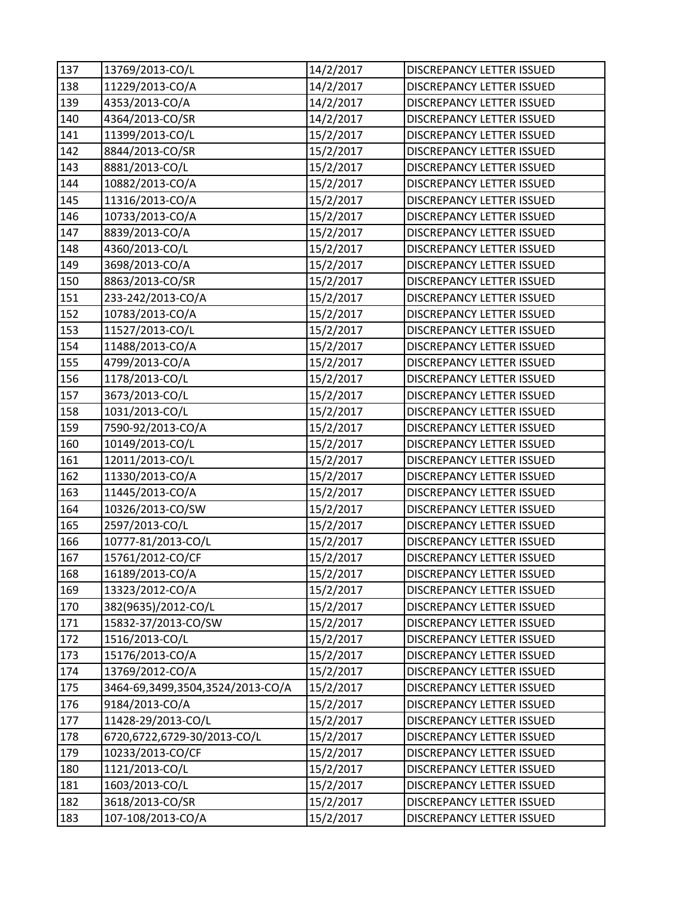| 137 | 13769/2013-CO/L | 14/2/2017 | DISCREPANCY LETTER ISSUED |
|---|---|---|---|
| 138 | 11229/2013-CO/A | 14/2/2017 | DISCREPANCY LETTER ISSUED |
| 139 | 4353/2013-CO/A | 14/2/2017 | DISCREPANCY LETTER ISSUED |
| 140 | 4364/2013-CO/SR | 14/2/2017 | DISCREPANCY LETTER ISSUED |
| 141 | 11399/2013-CO/L | 15/2/2017 | DISCREPANCY LETTER ISSUED |
| 142 | 8844/2013-CO/SR | 15/2/2017 | DISCREPANCY LETTER ISSUED |
| 143 | 8881/2013-CO/L | 15/2/2017 | DISCREPANCY LETTER ISSUED |
| 144 | 10882/2013-CO/A | 15/2/2017 | DISCREPANCY LETTER ISSUED |
| 145 | 11316/2013-CO/A | 15/2/2017 | DISCREPANCY LETTER ISSUED |
| 146 | 10733/2013-CO/A | 15/2/2017 | DISCREPANCY LETTER ISSUED |
| 147 | 8839/2013-CO/A | 15/2/2017 | DISCREPANCY LETTER ISSUED |
| 148 | 4360/2013-CO/L | 15/2/2017 | DISCREPANCY LETTER ISSUED |
| 149 | 3698/2013-CO/A | 15/2/2017 | DISCREPANCY LETTER ISSUED |
| 150 | 8863/2013-CO/SR | 15/2/2017 | DISCREPANCY LETTER ISSUED |
| 151 | 233-242/2013-CO/A | 15/2/2017 | DISCREPANCY LETTER ISSUED |
| 152 | 10783/2013-CO/A | 15/2/2017 | DISCREPANCY LETTER ISSUED |
| 153 | 11527/2013-CO/L | 15/2/2017 | DISCREPANCY LETTER ISSUED |
| 154 | 11488/2013-CO/A | 15/2/2017 | DISCREPANCY LETTER ISSUED |
| 155 | 4799/2013-CO/A | 15/2/2017 | DISCREPANCY LETTER ISSUED |
| 156 | 1178/2013-CO/L | 15/2/2017 | DISCREPANCY LETTER ISSUED |
| 157 | 3673/2013-CO/L | 15/2/2017 | DISCREPANCY LETTER ISSUED |
| 158 | 1031/2013-CO/L | 15/2/2017 | DISCREPANCY LETTER ISSUED |
| 159 | 7590-92/2013-CO/A | 15/2/2017 | DISCREPANCY LETTER ISSUED |
| 160 | 10149/2013-CO/L | 15/2/2017 | DISCREPANCY LETTER ISSUED |
| 161 | 12011/2013-CO/L | 15/2/2017 | DISCREPANCY LETTER ISSUED |
| 162 | 11330/2013-CO/A | 15/2/2017 | DISCREPANCY LETTER ISSUED |
| 163 | 11445/2013-CO/A | 15/2/2017 | DISCREPANCY LETTER ISSUED |
| 164 | 10326/2013-CO/SW | 15/2/2017 | DISCREPANCY LETTER ISSUED |
| 165 | 2597/2013-CO/L | 15/2/2017 | DISCREPANCY LETTER ISSUED |
| 166 | 10777-81/2013-CO/L | 15/2/2017 | DISCREPANCY LETTER ISSUED |
| 167 | 15761/2012-CO/CF | 15/2/2017 | DISCREPANCY LETTER ISSUED |
| 168 | 16189/2013-CO/A | 15/2/2017 | DISCREPANCY LETTER ISSUED |
| 169 | 13323/2012-CO/A | 15/2/2017 | DISCREPANCY LETTER ISSUED |
| 170 | 382(9635)/2012-CO/L | 15/2/2017 | DISCREPANCY LETTER ISSUED |
| 171 | 15832-37/2013-CO/SW | 15/2/2017 | DISCREPANCY LETTER ISSUED |
| 172 | 1516/2013-CO/L | 15/2/2017 | DISCREPANCY LETTER ISSUED |
| 173 | 15176/2013-CO/A | 15/2/2017 | DISCREPANCY LETTER ISSUED |
| 174 | 13769/2012-CO/A | 15/2/2017 | DISCREPANCY LETTER ISSUED |
| 175 | 3464-69,3499,3504,3524/2013-CO/A | 15/2/2017 | DISCREPANCY LETTER ISSUED |
| 176 | 9184/2013-CO/A | 15/2/2017 | DISCREPANCY LETTER ISSUED |
| 177 | 11428-29/2013-CO/L | 15/2/2017 | DISCREPANCY LETTER ISSUED |
| 178 | 6720,6722,6729-30/2013-CO/L | 15/2/2017 | DISCREPANCY LETTER ISSUED |
| 179 | 10233/2013-CO/CF | 15/2/2017 | DISCREPANCY LETTER ISSUED |
| 180 | 1121/2013-CO/L | 15/2/2017 | DISCREPANCY LETTER ISSUED |
| 181 | 1603/2013-CO/L | 15/2/2017 | DISCREPANCY LETTER ISSUED |
| 182 | 3618/2013-CO/SR | 15/2/2017 | DISCREPANCY LETTER ISSUED |
| 183 | 107-108/2013-CO/A | 15/2/2017 | DISCREPANCY LETTER ISSUED |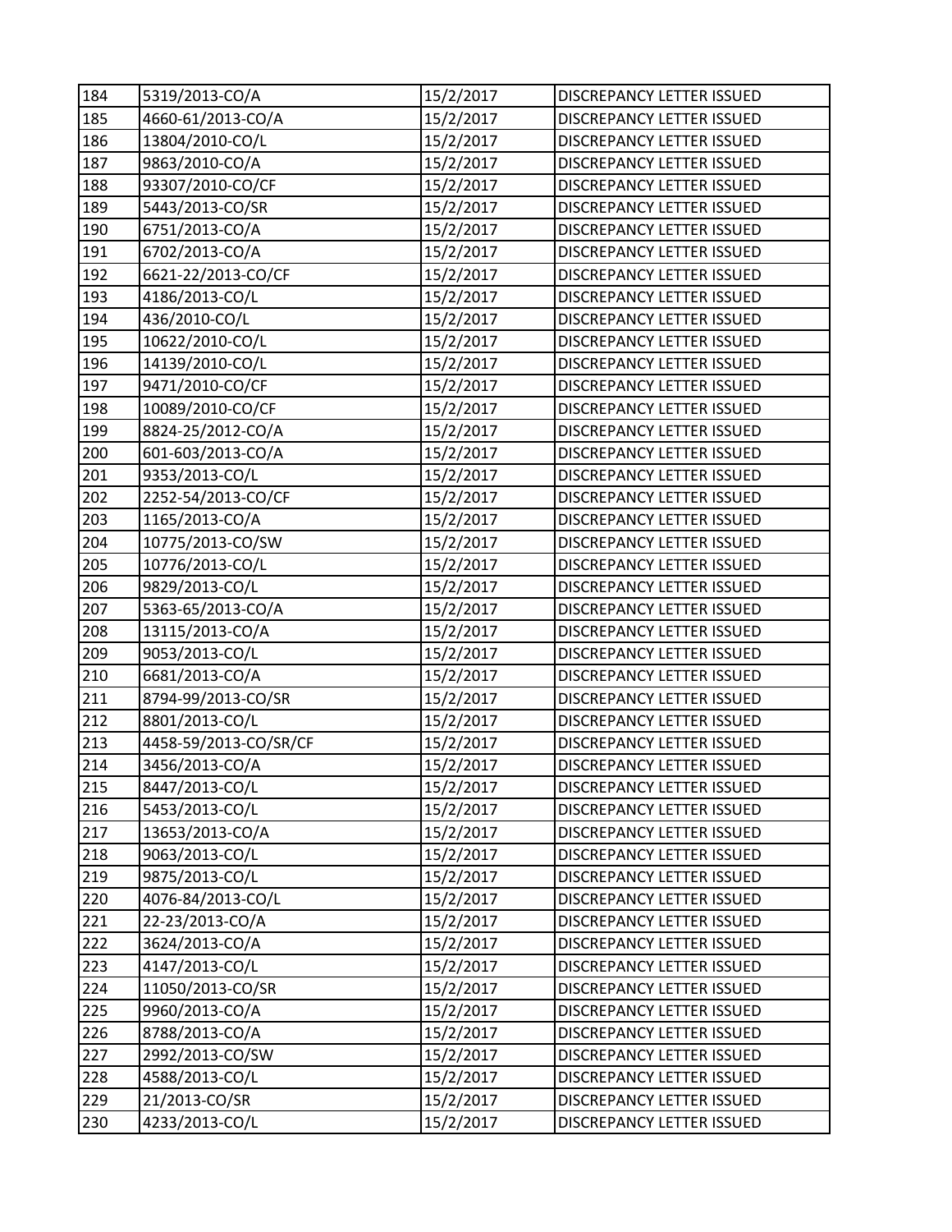| 184 | 5319/2013-CO/A | 15/2/2017 | DISCREPANCY LETTER ISSUED |
|---|---|---|---|
| 185 | 4660-61/2013-CO/A | 15/2/2017 | DISCREPANCY LETTER ISSUED |
| 186 | 13804/2010-CO/L | 15/2/2017 | DISCREPANCY LETTER ISSUED |
| 187 | 9863/2010-CO/A | 15/2/2017 | DISCREPANCY LETTER ISSUED |
| 188 | 93307/2010-CO/CF | 15/2/2017 | DISCREPANCY LETTER ISSUED |
| 189 | 5443/2013-CO/SR | 15/2/2017 | DISCREPANCY LETTER ISSUED |
| 190 | 6751/2013-CO/A | 15/2/2017 | DISCREPANCY LETTER ISSUED |
| 191 | 6702/2013-CO/A | 15/2/2017 | DISCREPANCY LETTER ISSUED |
| 192 | 6621-22/2013-CO/CF | 15/2/2017 | DISCREPANCY LETTER ISSUED |
| 193 | 4186/2013-CO/L | 15/2/2017 | DISCREPANCY LETTER ISSUED |
| 194 | 436/2010-CO/L | 15/2/2017 | DISCREPANCY LETTER ISSUED |
| 195 | 10622/2010-CO/L | 15/2/2017 | DISCREPANCY LETTER ISSUED |
| 196 | 14139/2010-CO/L | 15/2/2017 | DISCREPANCY LETTER ISSUED |
| 197 | 9471/2010-CO/CF | 15/2/2017 | DISCREPANCY LETTER ISSUED |
| 198 | 10089/2010-CO/CF | 15/2/2017 | DISCREPANCY LETTER ISSUED |
| 199 | 8824-25/2012-CO/A | 15/2/2017 | DISCREPANCY LETTER ISSUED |
| 200 | 601-603/2013-CO/A | 15/2/2017 | DISCREPANCY LETTER ISSUED |
| 201 | 9353/2013-CO/L | 15/2/2017 | DISCREPANCY LETTER ISSUED |
| 202 | 2252-54/2013-CO/CF | 15/2/2017 | DISCREPANCY LETTER ISSUED |
| 203 | 1165/2013-CO/A | 15/2/2017 | DISCREPANCY LETTER ISSUED |
| 204 | 10775/2013-CO/SW | 15/2/2017 | DISCREPANCY LETTER ISSUED |
| 205 | 10776/2013-CO/L | 15/2/2017 | DISCREPANCY LETTER ISSUED |
| 206 | 9829/2013-CO/L | 15/2/2017 | DISCREPANCY LETTER ISSUED |
| 207 | 5363-65/2013-CO/A | 15/2/2017 | DISCREPANCY LETTER ISSUED |
| 208 | 13115/2013-CO/A | 15/2/2017 | DISCREPANCY LETTER ISSUED |
| 209 | 9053/2013-CO/L | 15/2/2017 | DISCREPANCY LETTER ISSUED |
| 210 | 6681/2013-CO/A | 15/2/2017 | DISCREPANCY LETTER ISSUED |
| 211 | 8794-99/2013-CO/SR | 15/2/2017 | DISCREPANCY LETTER ISSUED |
| 212 | 8801/2013-CO/L | 15/2/2017 | DISCREPANCY LETTER ISSUED |
| 213 | 4458-59/2013-CO/SR/CF | 15/2/2017 | DISCREPANCY LETTER ISSUED |
| 214 | 3456/2013-CO/A | 15/2/2017 | DISCREPANCY LETTER ISSUED |
| 215 | 8447/2013-CO/L | 15/2/2017 | DISCREPANCY LETTER ISSUED |
| 216 | 5453/2013-CO/L | 15/2/2017 | DISCREPANCY LETTER ISSUED |
| 217 | 13653/2013-CO/A | 15/2/2017 | DISCREPANCY LETTER ISSUED |
| 218 | 9063/2013-CO/L | 15/2/2017 | DISCREPANCY LETTER ISSUED |
| 219 | 9875/2013-CO/L | 15/2/2017 | DISCREPANCY LETTER ISSUED |
| 220 | 4076-84/2013-CO/L | 15/2/2017 | DISCREPANCY LETTER ISSUED |
| 221 | 22-23/2013-CO/A | 15/2/2017 | DISCREPANCY LETTER ISSUED |
| 222 | 3624/2013-CO/A | 15/2/2017 | DISCREPANCY LETTER ISSUED |
| 223 | 4147/2013-CO/L | 15/2/2017 | DISCREPANCY LETTER ISSUED |
| 224 | 11050/2013-CO/SR | 15/2/2017 | DISCREPANCY LETTER ISSUED |
| 225 | 9960/2013-CO/A | 15/2/2017 | DISCREPANCY LETTER ISSUED |
| 226 | 8788/2013-CO/A | 15/2/2017 | DISCREPANCY LETTER ISSUED |
| 227 | 2992/2013-CO/SW | 15/2/2017 | DISCREPANCY LETTER ISSUED |
| 228 | 4588/2013-CO/L | 15/2/2017 | DISCREPANCY LETTER ISSUED |
| 229 | 21/2013-CO/SR | 15/2/2017 | DISCREPANCY LETTER ISSUED |
| 230 | 4233/2013-CO/L | 15/2/2017 | DISCREPANCY LETTER ISSUED |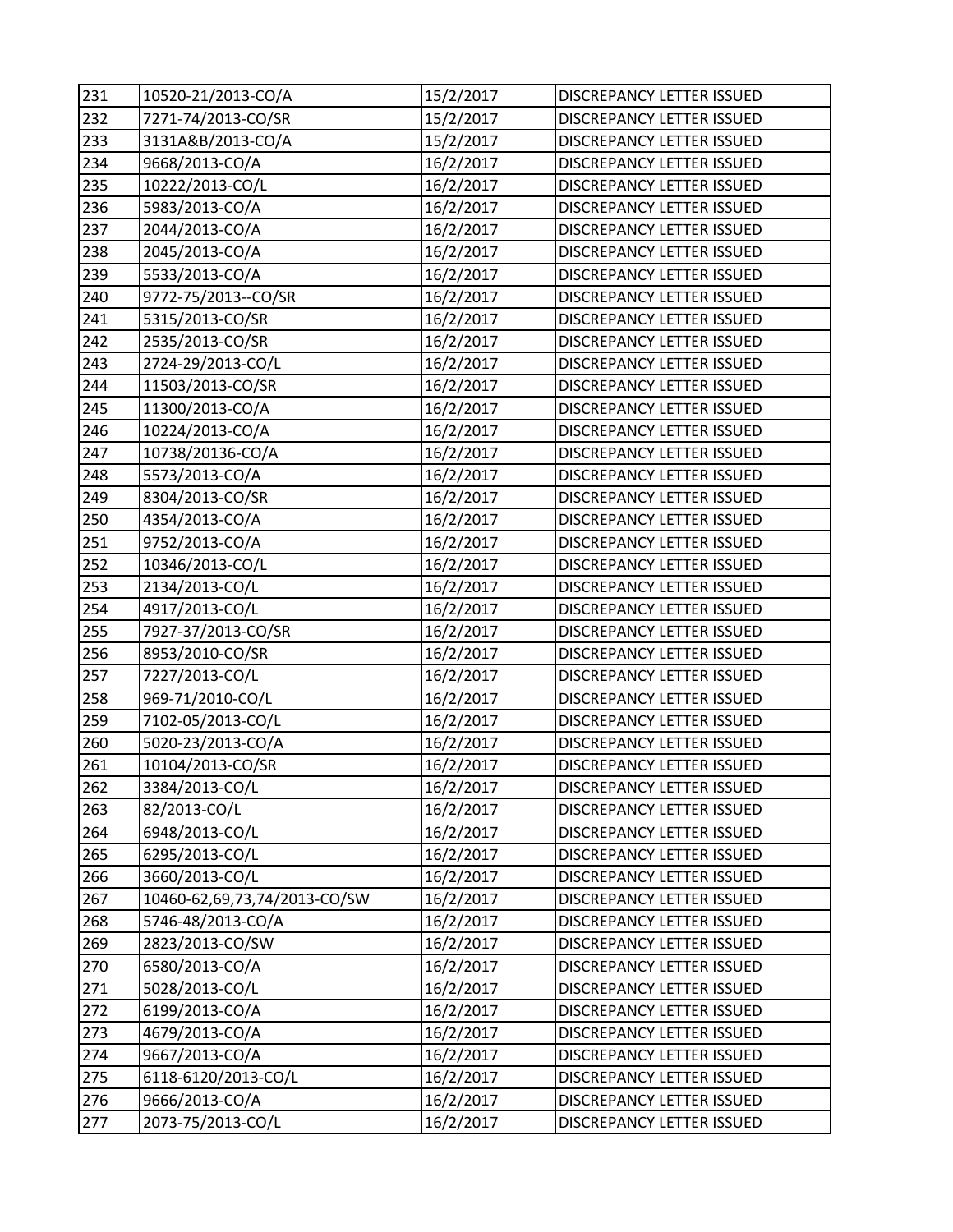| 231 | 10520-21/2013-CO/A | 15/2/2017 | DISCREPANCY LETTER ISSUED |
|---|---|---|---|
| 232 | 7271-74/2013-CO/SR | 15/2/2017 | DISCREPANCY LETTER ISSUED |
| 233 | 3131A&B/2013-CO/A | 15/2/2017 | DISCREPANCY LETTER ISSUED |
| 234 | 9668/2013-CO/A | 16/2/2017 | DISCREPANCY LETTER ISSUED |
| 235 | 10222/2013-CO/L | 16/2/2017 | DISCREPANCY LETTER ISSUED |
| 236 | 5983/2013-CO/A | 16/2/2017 | DISCREPANCY LETTER ISSUED |
| 237 | 2044/2013-CO/A | 16/2/2017 | DISCREPANCY LETTER ISSUED |
| 238 | 2045/2013-CO/A | 16/2/2017 | DISCREPANCY LETTER ISSUED |
| 239 | 5533/2013-CO/A | 16/2/2017 | DISCREPANCY LETTER ISSUED |
| 240 | 9772-75/2013--CO/SR | 16/2/2017 | DISCREPANCY LETTER ISSUED |
| 241 | 5315/2013-CO/SR | 16/2/2017 | DISCREPANCY LETTER ISSUED |
| 242 | 2535/2013-CO/SR | 16/2/2017 | DISCREPANCY LETTER ISSUED |
| 243 | 2724-29/2013-CO/L | 16/2/2017 | DISCREPANCY LETTER ISSUED |
| 244 | 11503/2013-CO/SR | 16/2/2017 | DISCREPANCY LETTER ISSUED |
| 245 | 11300/2013-CO/A | 16/2/2017 | DISCREPANCY LETTER ISSUED |
| 246 | 10224/2013-CO/A | 16/2/2017 | DISCREPANCY LETTER ISSUED |
| 247 | 10738/20136-CO/A | 16/2/2017 | DISCREPANCY LETTER ISSUED |
| 248 | 5573/2013-CO/A | 16/2/2017 | DISCREPANCY LETTER ISSUED |
| 249 | 8304/2013-CO/SR | 16/2/2017 | DISCREPANCY LETTER ISSUED |
| 250 | 4354/2013-CO/A | 16/2/2017 | DISCREPANCY LETTER ISSUED |
| 251 | 9752/2013-CO/A | 16/2/2017 | DISCREPANCY LETTER ISSUED |
| 252 | 10346/2013-CO/L | 16/2/2017 | DISCREPANCY LETTER ISSUED |
| 253 | 2134/2013-CO/L | 16/2/2017 | DISCREPANCY LETTER ISSUED |
| 254 | 4917/2013-CO/L | 16/2/2017 | DISCREPANCY LETTER ISSUED |
| 255 | 7927-37/2013-CO/SR | 16/2/2017 | DISCREPANCY LETTER ISSUED |
| 256 | 8953/2010-CO/SR | 16/2/2017 | DISCREPANCY LETTER ISSUED |
| 257 | 7227/2013-CO/L | 16/2/2017 | DISCREPANCY LETTER ISSUED |
| 258 | 969-71/2010-CO/L | 16/2/2017 | DISCREPANCY LETTER ISSUED |
| 259 | 7102-05/2013-CO/L | 16/2/2017 | DISCREPANCY LETTER ISSUED |
| 260 | 5020-23/2013-CO/A | 16/2/2017 | DISCREPANCY LETTER ISSUED |
| 261 | 10104/2013-CO/SR | 16/2/2017 | DISCREPANCY LETTER ISSUED |
| 262 | 3384/2013-CO/L | 16/2/2017 | DISCREPANCY LETTER ISSUED |
| 263 | 82/2013-CO/L | 16/2/2017 | DISCREPANCY LETTER ISSUED |
| 264 | 6948/2013-CO/L | 16/2/2017 | DISCREPANCY LETTER ISSUED |
| 265 | 6295/2013-CO/L | 16/2/2017 | DISCREPANCY LETTER ISSUED |
| 266 | 3660/2013-CO/L | 16/2/2017 | DISCREPANCY LETTER ISSUED |
| 267 | 10460-62,69,73,74/2013-CO/SW | 16/2/2017 | DISCREPANCY LETTER ISSUED |
| 268 | 5746-48/2013-CO/A | 16/2/2017 | DISCREPANCY LETTER ISSUED |
| 269 | 2823/2013-CO/SW | 16/2/2017 | DISCREPANCY LETTER ISSUED |
| 270 | 6580/2013-CO/A | 16/2/2017 | DISCREPANCY LETTER ISSUED |
| 271 | 5028/2013-CO/L | 16/2/2017 | DISCREPANCY LETTER ISSUED |
| 272 | 6199/2013-CO/A | 16/2/2017 | DISCREPANCY LETTER ISSUED |
| 273 | 4679/2013-CO/A | 16/2/2017 | DISCREPANCY LETTER ISSUED |
| 274 | 9667/2013-CO/A | 16/2/2017 | DISCREPANCY LETTER ISSUED |
| 275 | 6118-6120/2013-CO/L | 16/2/2017 | DISCREPANCY LETTER ISSUED |
| 276 | 9666/2013-CO/A | 16/2/2017 | DISCREPANCY LETTER ISSUED |
| 277 | 2073-75/2013-CO/L | 16/2/2017 | DISCREPANCY LETTER ISSUED |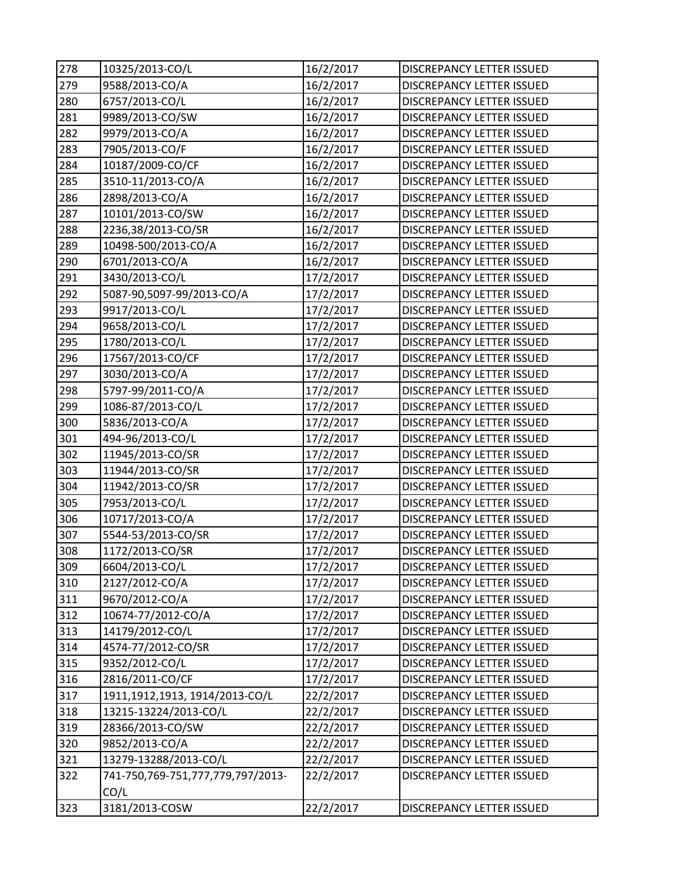| 278 | 10325/2013-CO/L | 16/2/2017 | DISCREPANCY LETTER ISSUED |
|---|---|---|---|
| 279 | 9588/2013-CO/A | 16/2/2017 | DISCREPANCY LETTER ISSUED |
| 280 | 6757/2013-CO/L | 16/2/2017 | DISCREPANCY LETTER ISSUED |
| 281 | 9989/2013-CO/SW | 16/2/2017 | DISCREPANCY LETTER ISSUED |
| 282 | 9979/2013-CO/A | 16/2/2017 | DISCREPANCY LETTER ISSUED |
| 283 | 7905/2013-CO/F | 16/2/2017 | DISCREPANCY LETTER ISSUED |
| 284 | 10187/2009-CO/CF | 16/2/2017 | DISCREPANCY LETTER ISSUED |
| 285 | 3510-11/2013-CO/A | 16/2/2017 | DISCREPANCY LETTER ISSUED |
| 286 | 2898/2013-CO/A | 16/2/2017 | DISCREPANCY LETTER ISSUED |
| 287 | 10101/2013-CO/SW | 16/2/2017 | DISCREPANCY LETTER ISSUED |
| 288 | 2236,38/2013-CO/SR | 16/2/2017 | DISCREPANCY LETTER ISSUED |
| 289 | 10498-500/2013-CO/A | 16/2/2017 | DISCREPANCY LETTER ISSUED |
| 290 | 6701/2013-CO/A | 16/2/2017 | DISCREPANCY LETTER ISSUED |
| 291 | 3430/2013-CO/L | 17/2/2017 | DISCREPANCY LETTER ISSUED |
| 292 | 5087-90,5097-99/2013-CO/A | 17/2/2017 | DISCREPANCY LETTER ISSUED |
| 293 | 9917/2013-CO/L | 17/2/2017 | DISCREPANCY LETTER ISSUED |
| 294 | 9658/2013-CO/L | 17/2/2017 | DISCREPANCY LETTER ISSUED |
| 295 | 1780/2013-CO/L | 17/2/2017 | DISCREPANCY LETTER ISSUED |
| 296 | 17567/2013-CO/CF | 17/2/2017 | DISCREPANCY LETTER ISSUED |
| 297 | 3030/2013-CO/A | 17/2/2017 | DISCREPANCY LETTER ISSUED |
| 298 | 5797-99/2011-CO/A | 17/2/2017 | DISCREPANCY LETTER ISSUED |
| 299 | 1086-87/2013-CO/L | 17/2/2017 | DISCREPANCY LETTER ISSUED |
| 300 | 5836/2013-CO/A | 17/2/2017 | DISCREPANCY LETTER ISSUED |
| 301 | 494-96/2013-CO/L | 17/2/2017 | DISCREPANCY LETTER ISSUED |
| 302 | 11945/2013-CO/SR | 17/2/2017 | DISCREPANCY LETTER ISSUED |
| 303 | 11944/2013-CO/SR | 17/2/2017 | DISCREPANCY LETTER ISSUED |
| 304 | 11942/2013-CO/SR | 17/2/2017 | DISCREPANCY LETTER ISSUED |
| 305 | 7953/2013-CO/L | 17/2/2017 | DISCREPANCY LETTER ISSUED |
| 306 | 10717/2013-CO/A | 17/2/2017 | DISCREPANCY LETTER ISSUED |
| 307 | 5544-53/2013-CO/SR | 17/2/2017 | DISCREPANCY LETTER ISSUED |
| 308 | 1172/2013-CO/SR | 17/2/2017 | DISCREPANCY LETTER ISSUED |
| 309 | 6604/2013-CO/L | 17/2/2017 | DISCREPANCY LETTER ISSUED |
| 310 | 2127/2012-CO/A | 17/2/2017 | DISCREPANCY LETTER ISSUED |
| 311 | 9670/2012-CO/A | 17/2/2017 | DISCREPANCY LETTER ISSUED |
| 312 | 10674-77/2012-CO/A | 17/2/2017 | DISCREPANCY LETTER ISSUED |
| 313 | 14179/2012-CO/L | 17/2/2017 | DISCREPANCY LETTER ISSUED |
| 314 | 4574-77/2012-CO/SR | 17/2/2017 | DISCREPANCY LETTER ISSUED |
| 315 | 9352/2012-CO/L | 17/2/2017 | DISCREPANCY LETTER ISSUED |
| 316 | 2816/2011-CO/CF | 17/2/2017 | DISCREPANCY LETTER ISSUED |
| 317 | 1911,1912,1913, 1914/2013-CO/L | 22/2/2017 | DISCREPANCY LETTER ISSUED |
| 318 | 13215-13224/2013-CO/L | 22/2/2017 | DISCREPANCY LETTER ISSUED |
| 319 | 28366/2013-CO/SW | 22/2/2017 | DISCREPANCY LETTER ISSUED |
| 320 | 9852/2013-CO/A | 22/2/2017 | DISCREPANCY LETTER ISSUED |
| 321 | 13279-13288/2013-CO/L | 22/2/2017 | DISCREPANCY LETTER ISSUED |
| 322 | 741-750,769-751,777,779,797/2013-CO/L | 22/2/2017 | DISCREPANCY LETTER ISSUED |
| 323 | 3181/2013-COSW | 22/2/2017 | DISCREPANCY LETTER ISSUED |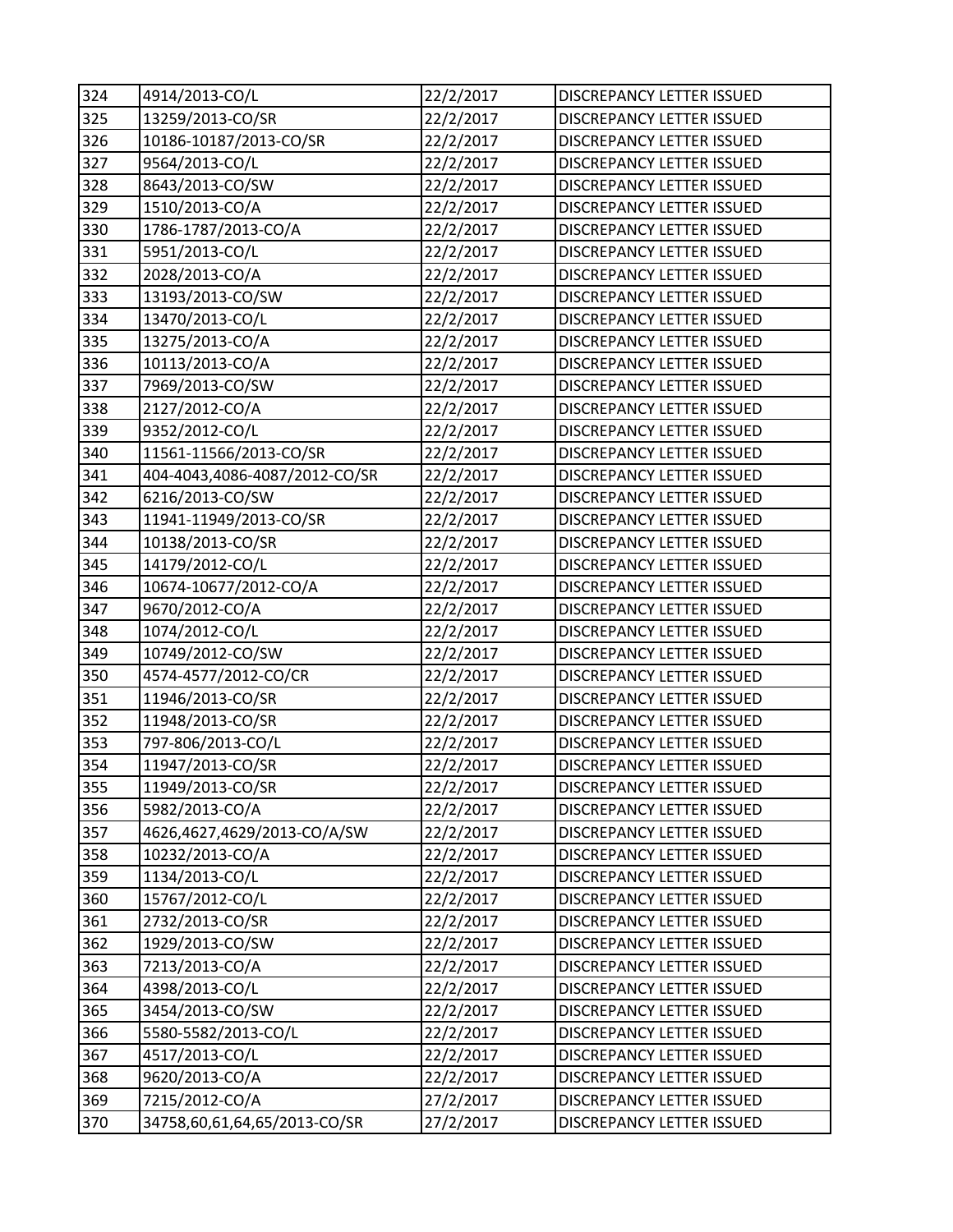| 324 | 4914/2013-CO/L | 22/2/2017 | DISCREPANCY LETTER ISSUED |
|---|---|---|---|
| 325 | 13259/2013-CO/SR | 22/2/2017 | DISCREPANCY LETTER ISSUED |
| 326 | 10186-10187/2013-CO/SR | 22/2/2017 | DISCREPANCY LETTER ISSUED |
| 327 | 9564/2013-CO/L | 22/2/2017 | DISCREPANCY LETTER ISSUED |
| 328 | 8643/2013-CO/SW | 22/2/2017 | DISCREPANCY LETTER ISSUED |
| 329 | 1510/2013-CO/A | 22/2/2017 | DISCREPANCY LETTER ISSUED |
| 330 | 1786-1787/2013-CO/A | 22/2/2017 | DISCREPANCY LETTER ISSUED |
| 331 | 5951/2013-CO/L | 22/2/2017 | DISCREPANCY LETTER ISSUED |
| 332 | 2028/2013-CO/A | 22/2/2017 | DISCREPANCY LETTER ISSUED |
| 333 | 13193/2013-CO/SW | 22/2/2017 | DISCREPANCY LETTER ISSUED |
| 334 | 13470/2013-CO/L | 22/2/2017 | DISCREPANCY LETTER ISSUED |
| 335 | 13275/2013-CO/A | 22/2/2017 | DISCREPANCY LETTER ISSUED |
| 336 | 10113/2013-CO/A | 22/2/2017 | DISCREPANCY LETTER ISSUED |
| 337 | 7969/2013-CO/SW | 22/2/2017 | DISCREPANCY LETTER ISSUED |
| 338 | 2127/2012-CO/A | 22/2/2017 | DISCREPANCY LETTER ISSUED |
| 339 | 9352/2012-CO/L | 22/2/2017 | DISCREPANCY LETTER ISSUED |
| 340 | 11561-11566/2013-CO/SR | 22/2/2017 | DISCREPANCY LETTER ISSUED |
| 341 | 404-4043,4086-4087/2012-CO/SR | 22/2/2017 | DISCREPANCY LETTER ISSUED |
| 342 | 6216/2013-CO/SW | 22/2/2017 | DISCREPANCY LETTER ISSUED |
| 343 | 11941-11949/2013-CO/SR | 22/2/2017 | DISCREPANCY LETTER ISSUED |
| 344 | 10138/2013-CO/SR | 22/2/2017 | DISCREPANCY LETTER ISSUED |
| 345 | 14179/2012-CO/L | 22/2/2017 | DISCREPANCY LETTER ISSUED |
| 346 | 10674-10677/2012-CO/A | 22/2/2017 | DISCREPANCY LETTER ISSUED |
| 347 | 9670/2012-CO/A | 22/2/2017 | DISCREPANCY LETTER ISSUED |
| 348 | 1074/2012-CO/L | 22/2/2017 | DISCREPANCY LETTER ISSUED |
| 349 | 10749/2012-CO/SW | 22/2/2017 | DISCREPANCY LETTER ISSUED |
| 350 | 4574-4577/2012-CO/CR | 22/2/2017 | DISCREPANCY LETTER ISSUED |
| 351 | 11946/2013-CO/SR | 22/2/2017 | DISCREPANCY LETTER ISSUED |
| 352 | 11948/2013-CO/SR | 22/2/2017 | DISCREPANCY LETTER ISSUED |
| 353 | 797-806/2013-CO/L | 22/2/2017 | DISCREPANCY LETTER ISSUED |
| 354 | 11947/2013-CO/SR | 22/2/2017 | DISCREPANCY LETTER ISSUED |
| 355 | 11949/2013-CO/SR | 22/2/2017 | DISCREPANCY LETTER ISSUED |
| 356 | 5982/2013-CO/A | 22/2/2017 | DISCREPANCY LETTER ISSUED |
| 357 | 4626,4627,4629/2013-CO/A/SW | 22/2/2017 | DISCREPANCY LETTER ISSUED |
| 358 | 10232/2013-CO/A | 22/2/2017 | DISCREPANCY LETTER ISSUED |
| 359 | 1134/2013-CO/L | 22/2/2017 | DISCREPANCY LETTER ISSUED |
| 360 | 15767/2012-CO/L | 22/2/2017 | DISCREPANCY LETTER ISSUED |
| 361 | 2732/2013-CO/SR | 22/2/2017 | DISCREPANCY LETTER ISSUED |
| 362 | 1929/2013-CO/SW | 22/2/2017 | DISCREPANCY LETTER ISSUED |
| 363 | 7213/2013-CO/A | 22/2/2017 | DISCREPANCY LETTER ISSUED |
| 364 | 4398/2013-CO/L | 22/2/2017 | DISCREPANCY LETTER ISSUED |
| 365 | 3454/2013-CO/SW | 22/2/2017 | DISCREPANCY LETTER ISSUED |
| 366 | 5580-5582/2013-CO/L | 22/2/2017 | DISCREPANCY LETTER ISSUED |
| 367 | 4517/2013-CO/L | 22/2/2017 | DISCREPANCY LETTER ISSUED |
| 368 | 9620/2013-CO/A | 22/2/2017 | DISCREPANCY LETTER ISSUED |
| 369 | 7215/2012-CO/A | 27/2/2017 | DISCREPANCY LETTER ISSUED |
| 370 | 34758,60,61,64,65/2013-CO/SR | 27/2/2017 | DISCREPANCY LETTER ISSUED |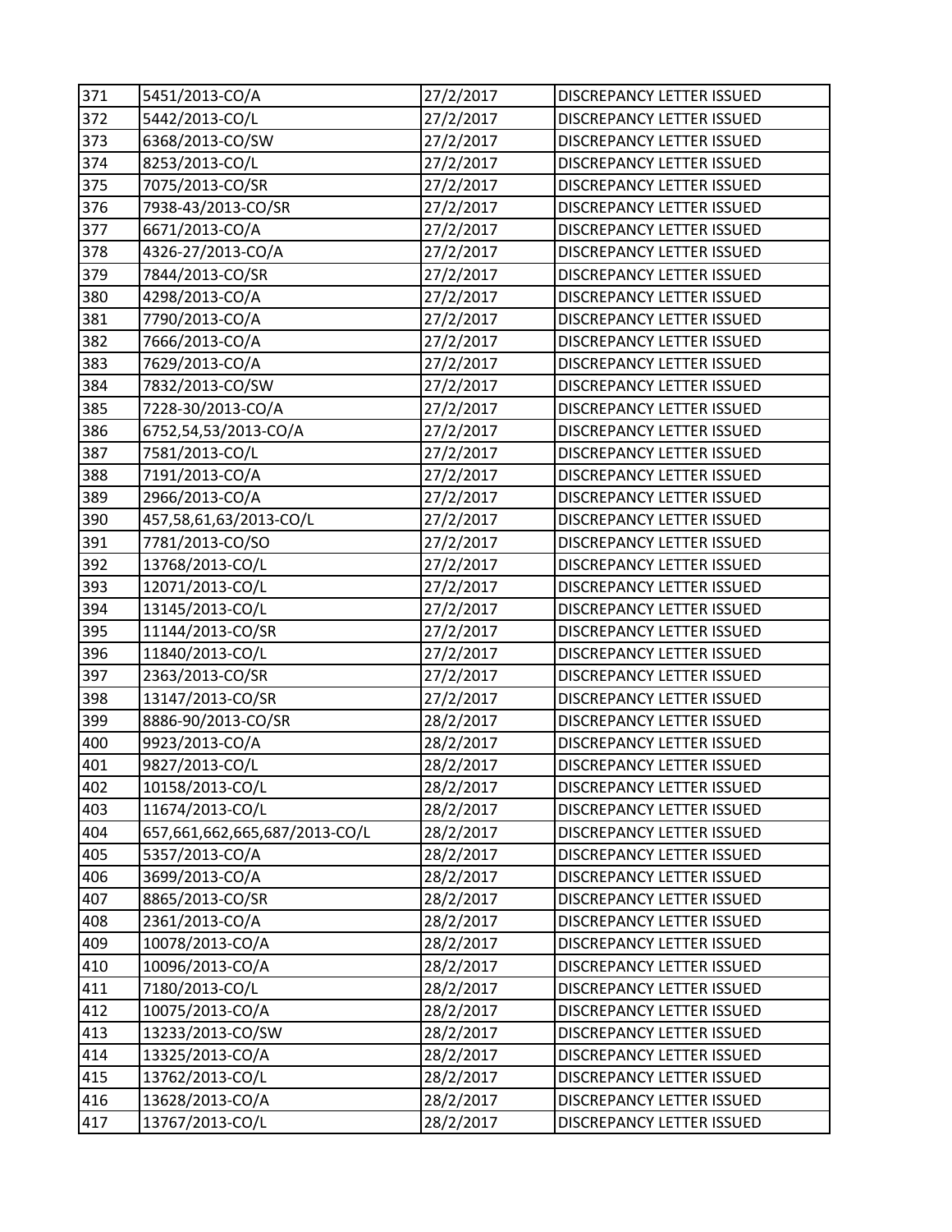| 371 | 5451/2013-CO/A | 27/2/2017 | DISCREPANCY LETTER ISSUED |
|---|---|---|---|
| 372 | 5442/2013-CO/L | 27/2/2017 | DISCREPANCY LETTER ISSUED |
| 373 | 6368/2013-CO/SW | 27/2/2017 | DISCREPANCY LETTER ISSUED |
| 374 | 8253/2013-CO/L | 27/2/2017 | DISCREPANCY LETTER ISSUED |
| 375 | 7075/2013-CO/SR | 27/2/2017 | DISCREPANCY LETTER ISSUED |
| 376 | 7938-43/2013-CO/SR | 27/2/2017 | DISCREPANCY LETTER ISSUED |
| 377 | 6671/2013-CO/A | 27/2/2017 | DISCREPANCY LETTER ISSUED |
| 378 | 4326-27/2013-CO/A | 27/2/2017 | DISCREPANCY LETTER ISSUED |
| 379 | 7844/2013-CO/SR | 27/2/2017 | DISCREPANCY LETTER ISSUED |
| 380 | 4298/2013-CO/A | 27/2/2017 | DISCREPANCY LETTER ISSUED |
| 381 | 7790/2013-CO/A | 27/2/2017 | DISCREPANCY LETTER ISSUED |
| 382 | 7666/2013-CO/A | 27/2/2017 | DISCREPANCY LETTER ISSUED |
| 383 | 7629/2013-CO/A | 27/2/2017 | DISCREPANCY LETTER ISSUED |
| 384 | 7832/2013-CO/SW | 27/2/2017 | DISCREPANCY LETTER ISSUED |
| 385 | 7228-30/2013-CO/A | 27/2/2017 | DISCREPANCY LETTER ISSUED |
| 386 | 6752,54,53/2013-CO/A | 27/2/2017 | DISCREPANCY LETTER ISSUED |
| 387 | 7581/2013-CO/L | 27/2/2017 | DISCREPANCY LETTER ISSUED |
| 388 | 7191/2013-CO/A | 27/2/2017 | DISCREPANCY LETTER ISSUED |
| 389 | 2966/2013-CO/A | 27/2/2017 | DISCREPANCY LETTER ISSUED |
| 390 | 457,58,61,63/2013-CO/L | 27/2/2017 | DISCREPANCY LETTER ISSUED |
| 391 | 7781/2013-CO/SO | 27/2/2017 | DISCREPANCY LETTER ISSUED |
| 392 | 13768/2013-CO/L | 27/2/2017 | DISCREPANCY LETTER ISSUED |
| 393 | 12071/2013-CO/L | 27/2/2017 | DISCREPANCY LETTER ISSUED |
| 394 | 13145/2013-CO/L | 27/2/2017 | DISCREPANCY LETTER ISSUED |
| 395 | 11144/2013-CO/SR | 27/2/2017 | DISCREPANCY LETTER ISSUED |
| 396 | 11840/2013-CO/L | 27/2/2017 | DISCREPANCY LETTER ISSUED |
| 397 | 2363/2013-CO/SR | 27/2/2017 | DISCREPANCY LETTER ISSUED |
| 398 | 13147/2013-CO/SR | 27/2/2017 | DISCREPANCY LETTER ISSUED |
| 399 | 8886-90/2013-CO/SR | 28/2/2017 | DISCREPANCY LETTER ISSUED |
| 400 | 9923/2013-CO/A | 28/2/2017 | DISCREPANCY LETTER ISSUED |
| 401 | 9827/2013-CO/L | 28/2/2017 | DISCREPANCY LETTER ISSUED |
| 402 | 10158/2013-CO/L | 28/2/2017 | DISCREPANCY LETTER ISSUED |
| 403 | 11674/2013-CO/L | 28/2/2017 | DISCREPANCY LETTER ISSUED |
| 404 | 657,661,662,665,687/2013-CO/L | 28/2/2017 | DISCREPANCY LETTER ISSUED |
| 405 | 5357/2013-CO/A | 28/2/2017 | DISCREPANCY LETTER ISSUED |
| 406 | 3699/2013-CO/A | 28/2/2017 | DISCREPANCY LETTER ISSUED |
| 407 | 8865/2013-CO/SR | 28/2/2017 | DISCREPANCY LETTER ISSUED |
| 408 | 2361/2013-CO/A | 28/2/2017 | DISCREPANCY LETTER ISSUED |
| 409 | 10078/2013-CO/A | 28/2/2017 | DISCREPANCY LETTER ISSUED |
| 410 | 10096/2013-CO/A | 28/2/2017 | DISCREPANCY LETTER ISSUED |
| 411 | 7180/2013-CO/L | 28/2/2017 | DISCREPANCY LETTER ISSUED |
| 412 | 10075/2013-CO/A | 28/2/2017 | DISCREPANCY LETTER ISSUED |
| 413 | 13233/2013-CO/SW | 28/2/2017 | DISCREPANCY LETTER ISSUED |
| 414 | 13325/2013-CO/A | 28/2/2017 | DISCREPANCY LETTER ISSUED |
| 415 | 13762/2013-CO/L | 28/2/2017 | DISCREPANCY LETTER ISSUED |
| 416 | 13628/2013-CO/A | 28/2/2017 | DISCREPANCY LETTER ISSUED |
| 417 | 13767/2013-CO/L | 28/2/2017 | DISCREPANCY LETTER ISSUED |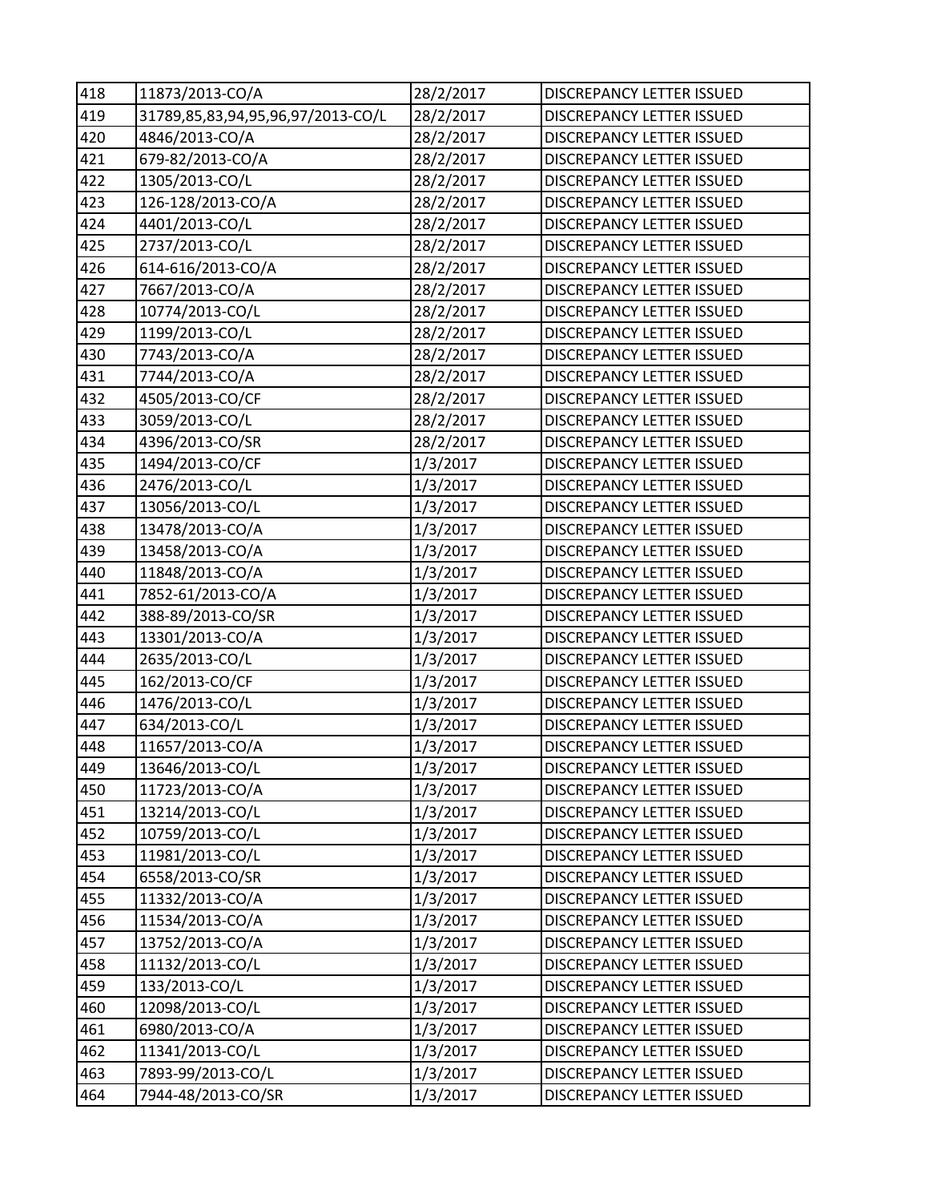| 418 | 11873/2013-CO/A | 28/2/2017 | DISCREPANCY LETTER ISSUED |
|---|---|---|---|
| 419 | 31789,85,83,94,95,96,97/2013-CO/L | 28/2/2017 | DISCREPANCY LETTER ISSUED |
| 420 | 4846/2013-CO/A | 28/2/2017 | DISCREPANCY LETTER ISSUED |
| 421 | 679-82/2013-CO/A | 28/2/2017 | DISCREPANCY LETTER ISSUED |
| 422 | 1305/2013-CO/L | 28/2/2017 | DISCREPANCY LETTER ISSUED |
| 423 | 126-128/2013-CO/A | 28/2/2017 | DISCREPANCY LETTER ISSUED |
| 424 | 4401/2013-CO/L | 28/2/2017 | DISCREPANCY LETTER ISSUED |
| 425 | 2737/2013-CO/L | 28/2/2017 | DISCREPANCY LETTER ISSUED |
| 426 | 614-616/2013-CO/A | 28/2/2017 | DISCREPANCY LETTER ISSUED |
| 427 | 7667/2013-CO/A | 28/2/2017 | DISCREPANCY LETTER ISSUED |
| 428 | 10774/2013-CO/L | 28/2/2017 | DISCREPANCY LETTER ISSUED |
| 429 | 1199/2013-CO/L | 28/2/2017 | DISCREPANCY LETTER ISSUED |
| 430 | 7743/2013-CO/A | 28/2/2017 | DISCREPANCY LETTER ISSUED |
| 431 | 7744/2013-CO/A | 28/2/2017 | DISCREPANCY LETTER ISSUED |
| 432 | 4505/2013-CO/CF | 28/2/2017 | DISCREPANCY LETTER ISSUED |
| 433 | 3059/2013-CO/L | 28/2/2017 | DISCREPANCY LETTER ISSUED |
| 434 | 4396/2013-CO/SR | 28/2/2017 | DISCREPANCY LETTER ISSUED |
| 435 | 1494/2013-CO/CF | 1/3/2017 | DISCREPANCY LETTER ISSUED |
| 436 | 2476/2013-CO/L | 1/3/2017 | DISCREPANCY LETTER ISSUED |
| 437 | 13056/2013-CO/L | 1/3/2017 | DISCREPANCY LETTER ISSUED |
| 438 | 13478/2013-CO/A | 1/3/2017 | DISCREPANCY LETTER ISSUED |
| 439 | 13458/2013-CO/A | 1/3/2017 | DISCREPANCY LETTER ISSUED |
| 440 | 11848/2013-CO/A | 1/3/2017 | DISCREPANCY LETTER ISSUED |
| 441 | 7852-61/2013-CO/A | 1/3/2017 | DISCREPANCY LETTER ISSUED |
| 442 | 388-89/2013-CO/SR | 1/3/2017 | DISCREPANCY LETTER ISSUED |
| 443 | 13301/2013-CO/A | 1/3/2017 | DISCREPANCY LETTER ISSUED |
| 444 | 2635/2013-CO/L | 1/3/2017 | DISCREPANCY LETTER ISSUED |
| 445 | 162/2013-CO/CF | 1/3/2017 | DISCREPANCY LETTER ISSUED |
| 446 | 1476/2013-CO/L | 1/3/2017 | DISCREPANCY LETTER ISSUED |
| 447 | 634/2013-CO/L | 1/3/2017 | DISCREPANCY LETTER ISSUED |
| 448 | 11657/2013-CO/A | 1/3/2017 | DISCREPANCY LETTER ISSUED |
| 449 | 13646/2013-CO/L | 1/3/2017 | DISCREPANCY LETTER ISSUED |
| 450 | 11723/2013-CO/A | 1/3/2017 | DISCREPANCY LETTER ISSUED |
| 451 | 13214/2013-CO/L | 1/3/2017 | DISCREPANCY LETTER ISSUED |
| 452 | 10759/2013-CO/L | 1/3/2017 | DISCREPANCY LETTER ISSUED |
| 453 | 11981/2013-CO/L | 1/3/2017 | DISCREPANCY LETTER ISSUED |
| 454 | 6558/2013-CO/SR | 1/3/2017 | DISCREPANCY LETTER ISSUED |
| 455 | 11332/2013-CO/A | 1/3/2017 | DISCREPANCY LETTER ISSUED |
| 456 | 11534/2013-CO/A | 1/3/2017 | DISCREPANCY LETTER ISSUED |
| 457 | 13752/2013-CO/A | 1/3/2017 | DISCREPANCY LETTER ISSUED |
| 458 | 11132/2013-CO/L | 1/3/2017 | DISCREPANCY LETTER ISSUED |
| 459 | 133/2013-CO/L | 1/3/2017 | DISCREPANCY LETTER ISSUED |
| 460 | 12098/2013-CO/L | 1/3/2017 | DISCREPANCY LETTER ISSUED |
| 461 | 6980/2013-CO/A | 1/3/2017 | DISCREPANCY LETTER ISSUED |
| 462 | 11341/2013-CO/L | 1/3/2017 | DISCREPANCY LETTER ISSUED |
| 463 | 7893-99/2013-CO/L | 1/3/2017 | DISCREPANCY LETTER ISSUED |
| 464 | 7944-48/2013-CO/SR | 1/3/2017 | DISCREPANCY LETTER ISSUED |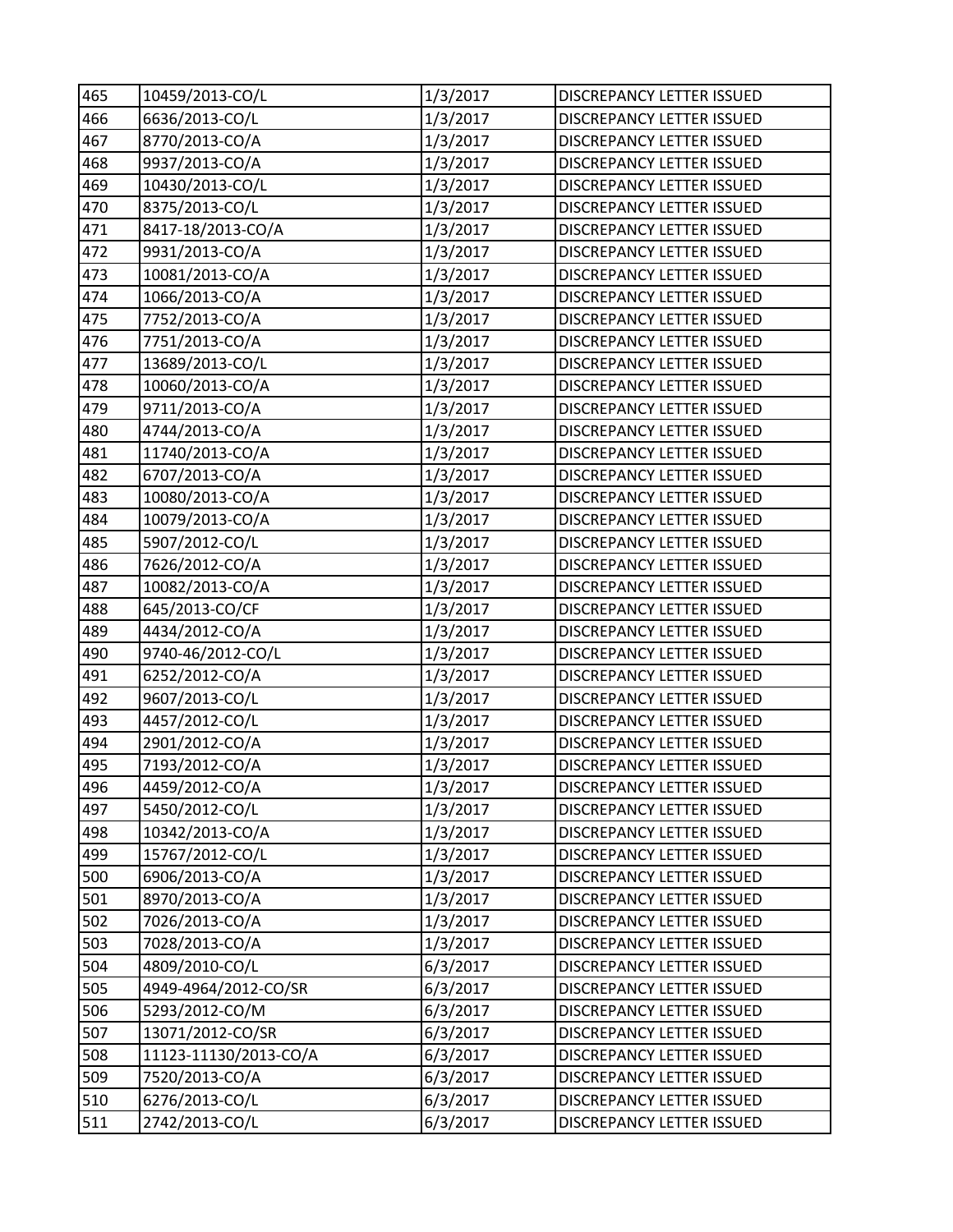| 465 | 10459/2013-CO/L | 1/3/2017 | DISCREPANCY LETTER ISSUED |
|---|---|---|---|
| 466 | 6636/2013-CO/L | 1/3/2017 | DISCREPANCY LETTER ISSUED |
| 467 | 8770/2013-CO/A | 1/3/2017 | DISCREPANCY LETTER ISSUED |
| 468 | 9937/2013-CO/A | 1/3/2017 | DISCREPANCY LETTER ISSUED |
| 469 | 10430/2013-CO/L | 1/3/2017 | DISCREPANCY LETTER ISSUED |
| 470 | 8375/2013-CO/L | 1/3/2017 | DISCREPANCY LETTER ISSUED |
| 471 | 8417-18/2013-CO/A | 1/3/2017 | DISCREPANCY LETTER ISSUED |
| 472 | 9931/2013-CO/A | 1/3/2017 | DISCREPANCY LETTER ISSUED |
| 473 | 10081/2013-CO/A | 1/3/2017 | DISCREPANCY LETTER ISSUED |
| 474 | 1066/2013-CO/A | 1/3/2017 | DISCREPANCY LETTER ISSUED |
| 475 | 7752/2013-CO/A | 1/3/2017 | DISCREPANCY LETTER ISSUED |
| 476 | 7751/2013-CO/A | 1/3/2017 | DISCREPANCY LETTER ISSUED |
| 477 | 13689/2013-CO/L | 1/3/2017 | DISCREPANCY LETTER ISSUED |
| 478 | 10060/2013-CO/A | 1/3/2017 | DISCREPANCY LETTER ISSUED |
| 479 | 9711/2013-CO/A | 1/3/2017 | DISCREPANCY LETTER ISSUED |
| 480 | 4744/2013-CO/A | 1/3/2017 | DISCREPANCY LETTER ISSUED |
| 481 | 11740/2013-CO/A | 1/3/2017 | DISCREPANCY LETTER ISSUED |
| 482 | 6707/2013-CO/A | 1/3/2017 | DISCREPANCY LETTER ISSUED |
| 483 | 10080/2013-CO/A | 1/3/2017 | DISCREPANCY LETTER ISSUED |
| 484 | 10079/2013-CO/A | 1/3/2017 | DISCREPANCY LETTER ISSUED |
| 485 | 5907/2012-CO/L | 1/3/2017 | DISCREPANCY LETTER ISSUED |
| 486 | 7626/2012-CO/A | 1/3/2017 | DISCREPANCY LETTER ISSUED |
| 487 | 10082/2013-CO/A | 1/3/2017 | DISCREPANCY LETTER ISSUED |
| 488 | 645/2013-CO/CF | 1/3/2017 | DISCREPANCY LETTER ISSUED |
| 489 | 4434/2012-CO/A | 1/3/2017 | DISCREPANCY LETTER ISSUED |
| 490 | 9740-46/2012-CO/L | 1/3/2017 | DISCREPANCY LETTER ISSUED |
| 491 | 6252/2012-CO/A | 1/3/2017 | DISCREPANCY LETTER ISSUED |
| 492 | 9607/2013-CO/L | 1/3/2017 | DISCREPANCY LETTER ISSUED |
| 493 | 4457/2012-CO/L | 1/3/2017 | DISCREPANCY LETTER ISSUED |
| 494 | 2901/2012-CO/A | 1/3/2017 | DISCREPANCY LETTER ISSUED |
| 495 | 7193/2012-CO/A | 1/3/2017 | DISCREPANCY LETTER ISSUED |
| 496 | 4459/2012-CO/A | 1/3/2017 | DISCREPANCY LETTER ISSUED |
| 497 | 5450/2012-CO/L | 1/3/2017 | DISCREPANCY LETTER ISSUED |
| 498 | 10342/2013-CO/A | 1/3/2017 | DISCREPANCY LETTER ISSUED |
| 499 | 15767/2012-CO/L | 1/3/2017 | DISCREPANCY LETTER ISSUED |
| 500 | 6906/2013-CO/A | 1/3/2017 | DISCREPANCY LETTER ISSUED |
| 501 | 8970/2013-CO/A | 1/3/2017 | DISCREPANCY LETTER ISSUED |
| 502 | 7026/2013-CO/A | 1/3/2017 | DISCREPANCY LETTER ISSUED |
| 503 | 7028/2013-CO/A | 1/3/2017 | DISCREPANCY LETTER ISSUED |
| 504 | 4809/2010-CO/L | 6/3/2017 | DISCREPANCY LETTER ISSUED |
| 505 | 4949-4964/2012-CO/SR | 6/3/2017 | DISCREPANCY LETTER ISSUED |
| 506 | 5293/2012-CO/M | 6/3/2017 | DISCREPANCY LETTER ISSUED |
| 507 | 13071/2012-CO/SR | 6/3/2017 | DISCREPANCY LETTER ISSUED |
| 508 | 11123-11130/2013-CO/A | 6/3/2017 | DISCREPANCY LETTER ISSUED |
| 509 | 7520/2013-CO/A | 6/3/2017 | DISCREPANCY LETTER ISSUED |
| 510 | 6276/2013-CO/L | 6/3/2017 | DISCREPANCY LETTER ISSUED |
| 511 | 2742/2013-CO/L | 6/3/2017 | DISCREPANCY LETTER ISSUED |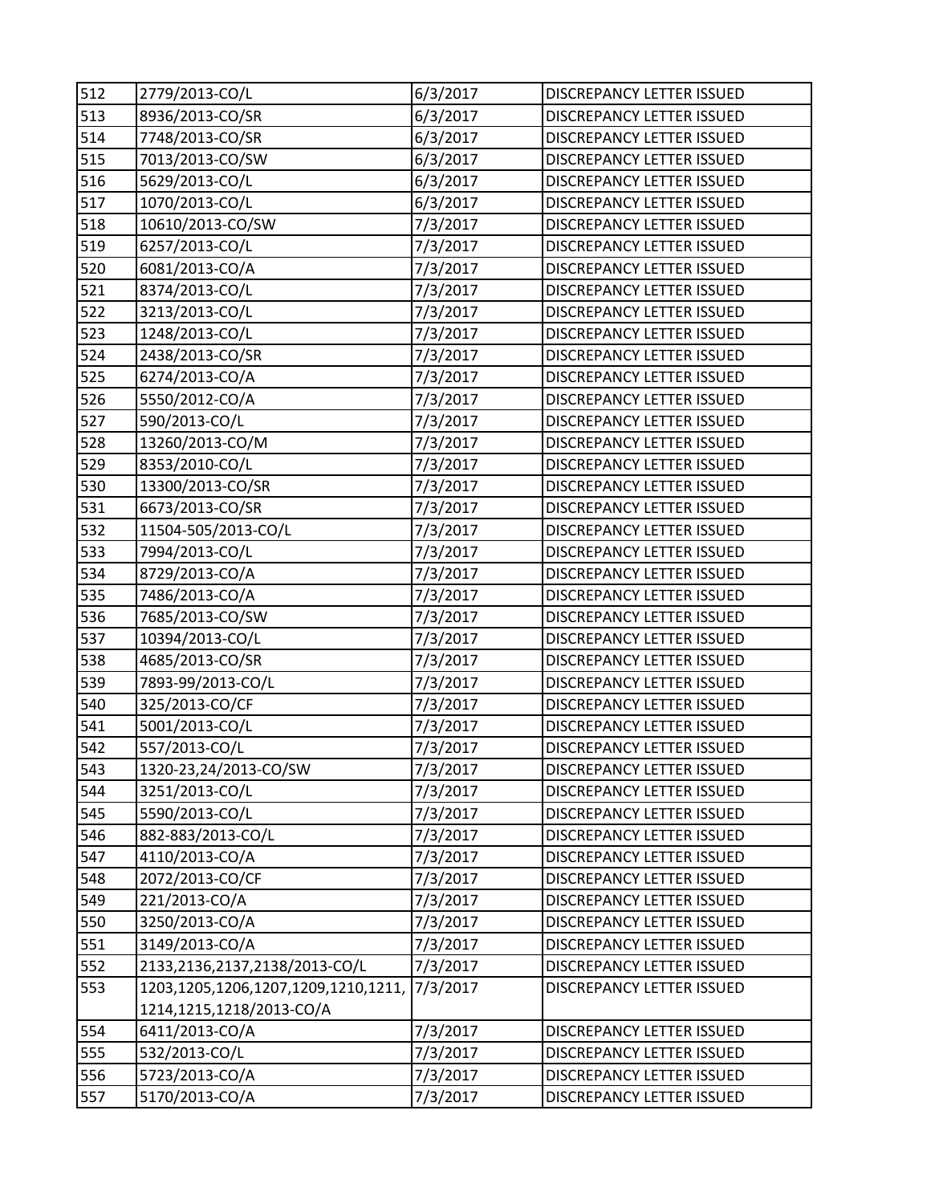| 512 | 2779/2013-CO/L | 6/3/2017 | DISCREPANCY LETTER ISSUED |
|---|---|---|---|
| 513 | 8936/2013-CO/SR | 6/3/2017 | DISCREPANCY LETTER ISSUED |
| 514 | 7748/2013-CO/SR | 6/3/2017 | DISCREPANCY LETTER ISSUED |
| 515 | 7013/2013-CO/SW | 6/3/2017 | DISCREPANCY LETTER ISSUED |
| 516 | 5629/2013-CO/L | 6/3/2017 | DISCREPANCY LETTER ISSUED |
| 517 | 1070/2013-CO/L | 6/3/2017 | DISCREPANCY LETTER ISSUED |
| 518 | 10610/2013-CO/SW | 7/3/2017 | DISCREPANCY LETTER ISSUED |
| 519 | 6257/2013-CO/L | 7/3/2017 | DISCREPANCY LETTER ISSUED |
| 520 | 6081/2013-CO/A | 7/3/2017 | DISCREPANCY LETTER ISSUED |
| 521 | 8374/2013-CO/L | 7/3/2017 | DISCREPANCY LETTER ISSUED |
| 522 | 3213/2013-CO/L | 7/3/2017 | DISCREPANCY LETTER ISSUED |
| 523 | 1248/2013-CO/L | 7/3/2017 | DISCREPANCY LETTER ISSUED |
| 524 | 2438/2013-CO/SR | 7/3/2017 | DISCREPANCY LETTER ISSUED |
| 525 | 6274/2013-CO/A | 7/3/2017 | DISCREPANCY LETTER ISSUED |
| 526 | 5550/2012-CO/A | 7/3/2017 | DISCREPANCY LETTER ISSUED |
| 527 | 590/2013-CO/L | 7/3/2017 | DISCREPANCY LETTER ISSUED |
| 528 | 13260/2013-CO/M | 7/3/2017 | DISCREPANCY LETTER ISSUED |
| 529 | 8353/2010-CO/L | 7/3/2017 | DISCREPANCY LETTER ISSUED |
| 530 | 13300/2013-CO/SR | 7/3/2017 | DISCREPANCY LETTER ISSUED |
| 531 | 6673/2013-CO/SR | 7/3/2017 | DISCREPANCY LETTER ISSUED |
| 532 | 11504-505/2013-CO/L | 7/3/2017 | DISCREPANCY LETTER ISSUED |
| 533 | 7994/2013-CO/L | 7/3/2017 | DISCREPANCY LETTER ISSUED |
| 534 | 8729/2013-CO/A | 7/3/2017 | DISCREPANCY LETTER ISSUED |
| 535 | 7486/2013-CO/A | 7/3/2017 | DISCREPANCY LETTER ISSUED |
| 536 | 7685/2013-CO/SW | 7/3/2017 | DISCREPANCY LETTER ISSUED |
| 537 | 10394/2013-CO/L | 7/3/2017 | DISCREPANCY LETTER ISSUED |
| 538 | 4685/2013-CO/SR | 7/3/2017 | DISCREPANCY LETTER ISSUED |
| 539 | 7893-99/2013-CO/L | 7/3/2017 | DISCREPANCY LETTER ISSUED |
| 540 | 325/2013-CO/CF | 7/3/2017 | DISCREPANCY LETTER ISSUED |
| 541 | 5001/2013-CO/L | 7/3/2017 | DISCREPANCY LETTER ISSUED |
| 542 | 557/2013-CO/L | 7/3/2017 | DISCREPANCY LETTER ISSUED |
| 543 | 1320-23,24/2013-CO/SW | 7/3/2017 | DISCREPANCY LETTER ISSUED |
| 544 | 3251/2013-CO/L | 7/3/2017 | DISCREPANCY LETTER ISSUED |
| 545 | 5590/2013-CO/L | 7/3/2017 | DISCREPANCY LETTER ISSUED |
| 546 | 882-883/2013-CO/L | 7/3/2017 | DISCREPANCY LETTER ISSUED |
| 547 | 4110/2013-CO/A | 7/3/2017 | DISCREPANCY LETTER ISSUED |
| 548 | 2072/2013-CO/CF | 7/3/2017 | DISCREPANCY LETTER ISSUED |
| 549 | 221/2013-CO/A | 7/3/2017 | DISCREPANCY LETTER ISSUED |
| 550 | 3250/2013-CO/A | 7/3/2017 | DISCREPANCY LETTER ISSUED |
| 551 | 3149/2013-CO/A | 7/3/2017 | DISCREPANCY LETTER ISSUED |
| 552 | 2133,2136,2137,2138/2013-CO/L | 7/3/2017 | DISCREPANCY LETTER ISSUED |
| 553 | 1203,1205,1206,1207,1209,1210,1211, 1214,1215,1218/2013-CO/A | 7/3/2017 | DISCREPANCY LETTER ISSUED |
| 554 | 6411/2013-CO/A | 7/3/2017 | DISCREPANCY LETTER ISSUED |
| 555 | 532/2013-CO/L | 7/3/2017 | DISCREPANCY LETTER ISSUED |
| 556 | 5723/2013-CO/A | 7/3/2017 | DISCREPANCY LETTER ISSUED |
| 557 | 5170/2013-CO/A | 7/3/2017 | DISCREPANCY LETTER ISSUED |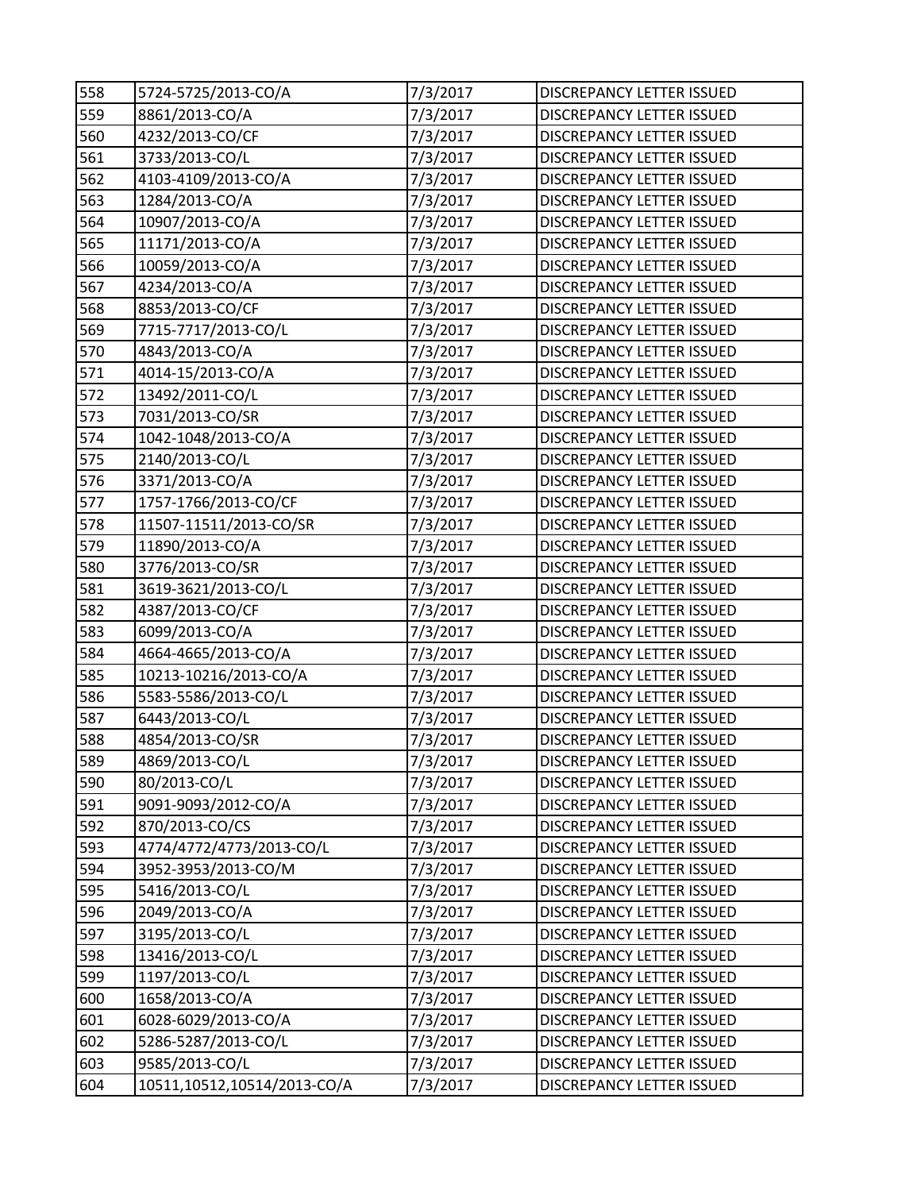| 558 | 5724-5725/2013-CO/A | 7/3/2017 | DISCREPANCY LETTER ISSUED |
|---|---|---|---|
| 559 | 8861/2013-CO/A | 7/3/2017 | DISCREPANCY LETTER ISSUED |
| 560 | 4232/2013-CO/CF | 7/3/2017 | DISCREPANCY LETTER ISSUED |
| 561 | 3733/2013-CO/L | 7/3/2017 | DISCREPANCY LETTER ISSUED |
| 562 | 4103-4109/2013-CO/A | 7/3/2017 | DISCREPANCY LETTER ISSUED |
| 563 | 1284/2013-CO/A | 7/3/2017 | DISCREPANCY LETTER ISSUED |
| 564 | 10907/2013-CO/A | 7/3/2017 | DISCREPANCY LETTER ISSUED |
| 565 | 11171/2013-CO/A | 7/3/2017 | DISCREPANCY LETTER ISSUED |
| 566 | 10059/2013-CO/A | 7/3/2017 | DISCREPANCY LETTER ISSUED |
| 567 | 4234/2013-CO/A | 7/3/2017 | DISCREPANCY LETTER ISSUED |
| 568 | 8853/2013-CO/CF | 7/3/2017 | DISCREPANCY LETTER ISSUED |
| 569 | 7715-7717/2013-CO/L | 7/3/2017 | DISCREPANCY LETTER ISSUED |
| 570 | 4843/2013-CO/A | 7/3/2017 | DISCREPANCY LETTER ISSUED |
| 571 | 4014-15/2013-CO/A | 7/3/2017 | DISCREPANCY LETTER ISSUED |
| 572 | 13492/2011-CO/L | 7/3/2017 | DISCREPANCY LETTER ISSUED |
| 573 | 7031/2013-CO/SR | 7/3/2017 | DISCREPANCY LETTER ISSUED |
| 574 | 1042-1048/2013-CO/A | 7/3/2017 | DISCREPANCY LETTER ISSUED |
| 575 | 2140/2013-CO/L | 7/3/2017 | DISCREPANCY LETTER ISSUED |
| 576 | 3371/2013-CO/A | 7/3/2017 | DISCREPANCY LETTER ISSUED |
| 577 | 1757-1766/2013-CO/CF | 7/3/2017 | DISCREPANCY LETTER ISSUED |
| 578 | 11507-11511/2013-CO/SR | 7/3/2017 | DISCREPANCY LETTER ISSUED |
| 579 | 11890/2013-CO/A | 7/3/2017 | DISCREPANCY LETTER ISSUED |
| 580 | 3776/2013-CO/SR | 7/3/2017 | DISCREPANCY LETTER ISSUED |
| 581 | 3619-3621/2013-CO/L | 7/3/2017 | DISCREPANCY LETTER ISSUED |
| 582 | 4387/2013-CO/CF | 7/3/2017 | DISCREPANCY LETTER ISSUED |
| 583 | 6099/2013-CO/A | 7/3/2017 | DISCREPANCY LETTER ISSUED |
| 584 | 4664-4665/2013-CO/A | 7/3/2017 | DISCREPANCY LETTER ISSUED |
| 585 | 10213-10216/2013-CO/A | 7/3/2017 | DISCREPANCY LETTER ISSUED |
| 586 | 5583-5586/2013-CO/L | 7/3/2017 | DISCREPANCY LETTER ISSUED |
| 587 | 6443/2013-CO/L | 7/3/2017 | DISCREPANCY LETTER ISSUED |
| 588 | 4854/2013-CO/SR | 7/3/2017 | DISCREPANCY LETTER ISSUED |
| 589 | 4869/2013-CO/L | 7/3/2017 | DISCREPANCY LETTER ISSUED |
| 590 | 80/2013-CO/L | 7/3/2017 | DISCREPANCY LETTER ISSUED |
| 591 | 9091-9093/2012-CO/A | 7/3/2017 | DISCREPANCY LETTER ISSUED |
| 592 | 870/2013-CO/CS | 7/3/2017 | DISCREPANCY LETTER ISSUED |
| 593 | 4774/4772/4773/2013-CO/L | 7/3/2017 | DISCREPANCY LETTER ISSUED |
| 594 | 3952-3953/2013-CO/M | 7/3/2017 | DISCREPANCY LETTER ISSUED |
| 595 | 5416/2013-CO/L | 7/3/2017 | DISCREPANCY LETTER ISSUED |
| 596 | 2049/2013-CO/A | 7/3/2017 | DISCREPANCY LETTER ISSUED |
| 597 | 3195/2013-CO/L | 7/3/2017 | DISCREPANCY LETTER ISSUED |
| 598 | 13416/2013-CO/L | 7/3/2017 | DISCREPANCY LETTER ISSUED |
| 599 | 1197/2013-CO/L | 7/3/2017 | DISCREPANCY LETTER ISSUED |
| 600 | 1658/2013-CO/A | 7/3/2017 | DISCREPANCY LETTER ISSUED |
| 601 | 6028-6029/2013-CO/A | 7/3/2017 | DISCREPANCY LETTER ISSUED |
| 602 | 5286-5287/2013-CO/L | 7/3/2017 | DISCREPANCY LETTER ISSUED |
| 603 | 9585/2013-CO/L | 7/3/2017 | DISCREPANCY LETTER ISSUED |
| 604 | 10511,10512,10514/2013-CO/A | 7/3/2017 | DISCREPANCY LETTER ISSUED |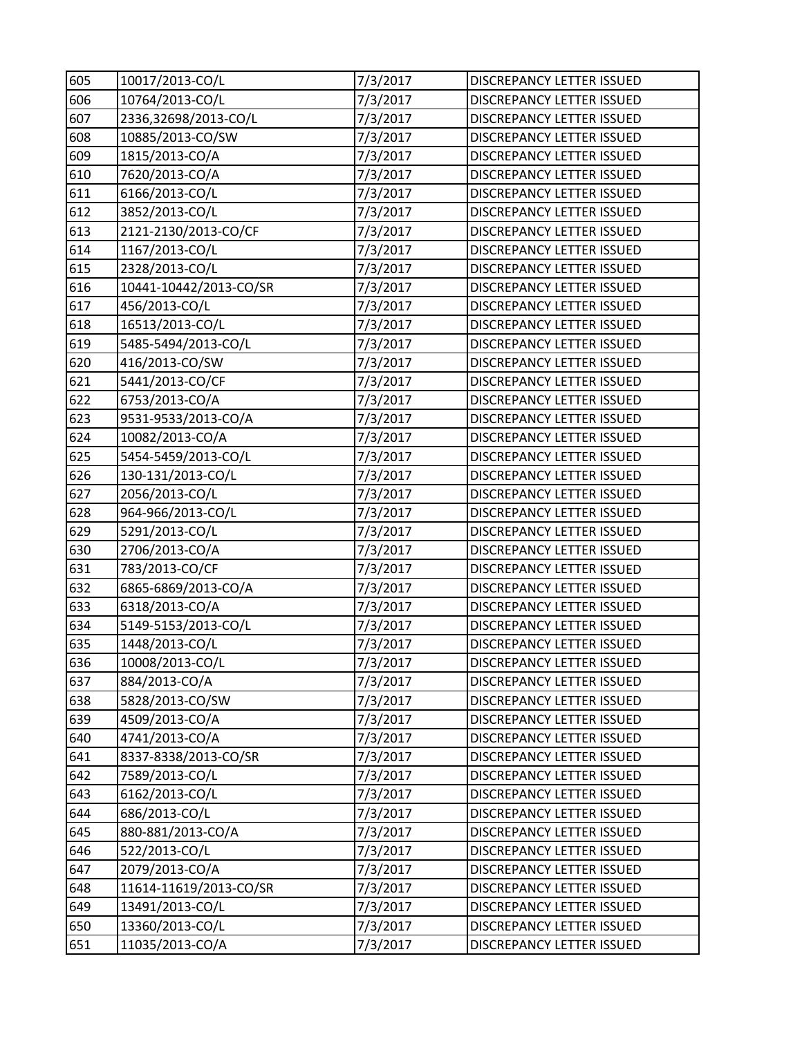| | | | |
|---|---|---|---|
| 605 | 10017/2013-CO/L | 7/3/2017 | DISCREPANCY LETTER ISSUED |
| 606 | 10764/2013-CO/L | 7/3/2017 | DISCREPANCY LETTER ISSUED |
| 607 | 2336,32698/2013-CO/L | 7/3/2017 | DISCREPANCY LETTER ISSUED |
| 608 | 10885/2013-CO/SW | 7/3/2017 | DISCREPANCY LETTER ISSUED |
| 609 | 1815/2013-CO/A | 7/3/2017 | DISCREPANCY LETTER ISSUED |
| 610 | 7620/2013-CO/A | 7/3/2017 | DISCREPANCY LETTER ISSUED |
| 611 | 6166/2013-CO/L | 7/3/2017 | DISCREPANCY LETTER ISSUED |
| 612 | 3852/2013-CO/L | 7/3/2017 | DISCREPANCY LETTER ISSUED |
| 613 | 2121-2130/2013-CO/CF | 7/3/2017 | DISCREPANCY LETTER ISSUED |
| 614 | 1167/2013-CO/L | 7/3/2017 | DISCREPANCY LETTER ISSUED |
| 615 | 2328/2013-CO/L | 7/3/2017 | DISCREPANCY LETTER ISSUED |
| 616 | 10441-10442/2013-CO/SR | 7/3/2017 | DISCREPANCY LETTER ISSUED |
| 617 | 456/2013-CO/L | 7/3/2017 | DISCREPANCY LETTER ISSUED |
| 618 | 16513/2013-CO/L | 7/3/2017 | DISCREPANCY LETTER ISSUED |
| 619 | 5485-5494/2013-CO/L | 7/3/2017 | DISCREPANCY LETTER ISSUED |
| 620 | 416/2013-CO/SW | 7/3/2017 | DISCREPANCY LETTER ISSUED |
| 621 | 5441/2013-CO/CF | 7/3/2017 | DISCREPANCY LETTER ISSUED |
| 622 | 6753/2013-CO/A | 7/3/2017 | DISCREPANCY LETTER ISSUED |
| 623 | 9531-9533/2013-CO/A | 7/3/2017 | DISCREPANCY LETTER ISSUED |
| 624 | 10082/2013-CO/A | 7/3/2017 | DISCREPANCY LETTER ISSUED |
| 625 | 5454-5459/2013-CO/L | 7/3/2017 | DISCREPANCY LETTER ISSUED |
| 626 | 130-131/2013-CO/L | 7/3/2017 | DISCREPANCY LETTER ISSUED |
| 627 | 2056/2013-CO/L | 7/3/2017 | DISCREPANCY LETTER ISSUED |
| 628 | 964-966/2013-CO/L | 7/3/2017 | DISCREPANCY LETTER ISSUED |
| 629 | 5291/2013-CO/L | 7/3/2017 | DISCREPANCY LETTER ISSUED |
| 630 | 2706/2013-CO/A | 7/3/2017 | DISCREPANCY LETTER ISSUED |
| 631 | 783/2013-CO/CF | 7/3/2017 | DISCREPANCY LETTER ISSUED |
| 632 | 6865-6869/2013-CO/A | 7/3/2017 | DISCREPANCY LETTER ISSUED |
| 633 | 6318/2013-CO/A | 7/3/2017 | DISCREPANCY LETTER ISSUED |
| 634 | 5149-5153/2013-CO/L | 7/3/2017 | DISCREPANCY LETTER ISSUED |
| 635 | 1448/2013-CO/L | 7/3/2017 | DISCREPANCY LETTER ISSUED |
| 636 | 10008/2013-CO/L | 7/3/2017 | DISCREPANCY LETTER ISSUED |
| 637 | 884/2013-CO/A | 7/3/2017 | DISCREPANCY LETTER ISSUED |
| 638 | 5828/2013-CO/SW | 7/3/2017 | DISCREPANCY LETTER ISSUED |
| 639 | 4509/2013-CO/A | 7/3/2017 | DISCREPANCY LETTER ISSUED |
| 640 | 4741/2013-CO/A | 7/3/2017 | DISCREPANCY LETTER ISSUED |
| 641 | 8337-8338/2013-CO/SR | 7/3/2017 | DISCREPANCY LETTER ISSUED |
| 642 | 7589/2013-CO/L | 7/3/2017 | DISCREPANCY LETTER ISSUED |
| 643 | 6162/2013-CO/L | 7/3/2017 | DISCREPANCY LETTER ISSUED |
| 644 | 686/2013-CO/L | 7/3/2017 | DISCREPANCY LETTER ISSUED |
| 645 | 880-881/2013-CO/A | 7/3/2017 | DISCREPANCY LETTER ISSUED |
| 646 | 522/2013-CO/L | 7/3/2017 | DISCREPANCY LETTER ISSUED |
| 647 | 2079/2013-CO/A | 7/3/2017 | DISCREPANCY LETTER ISSUED |
| 648 | 11614-11619/2013-CO/SR | 7/3/2017 | DISCREPANCY LETTER ISSUED |
| 649 | 13491/2013-CO/L | 7/3/2017 | DISCREPANCY LETTER ISSUED |
| 650 | 13360/2013-CO/L | 7/3/2017 | DISCREPANCY LETTER ISSUED |
| 651 | 11035/2013-CO/A | 7/3/2017 | DISCREPANCY LETTER ISSUED |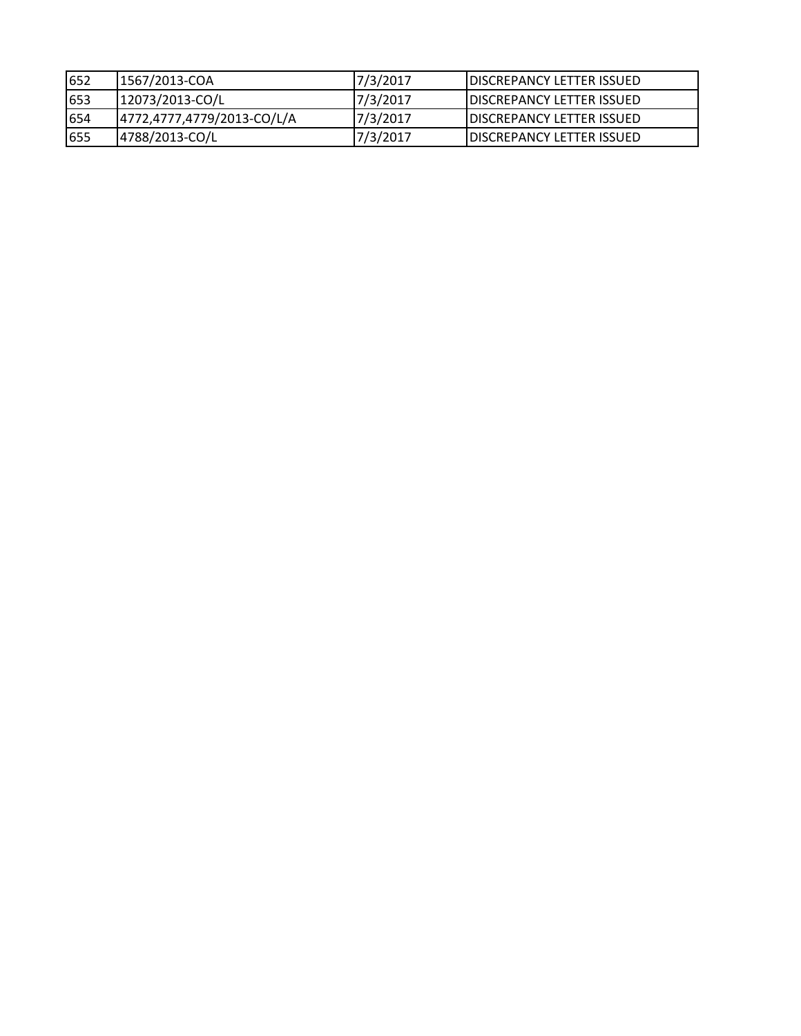| | | | |
|---|---|---|---|
| 652 | 1567/2013-COA | 7/3/2017 | DISCREPANCY LETTER ISSUED |
| 653 | 12073/2013-CO/L | 7/3/2017 | DISCREPANCY LETTER ISSUED |
| 654 | 4772,4777,4779/2013-CO/L/A | 7/3/2017 | DISCREPANCY LETTER ISSUED |
| 655 | 4788/2013-CO/L | 7/3/2017 | DISCREPANCY LETTER ISSUED |